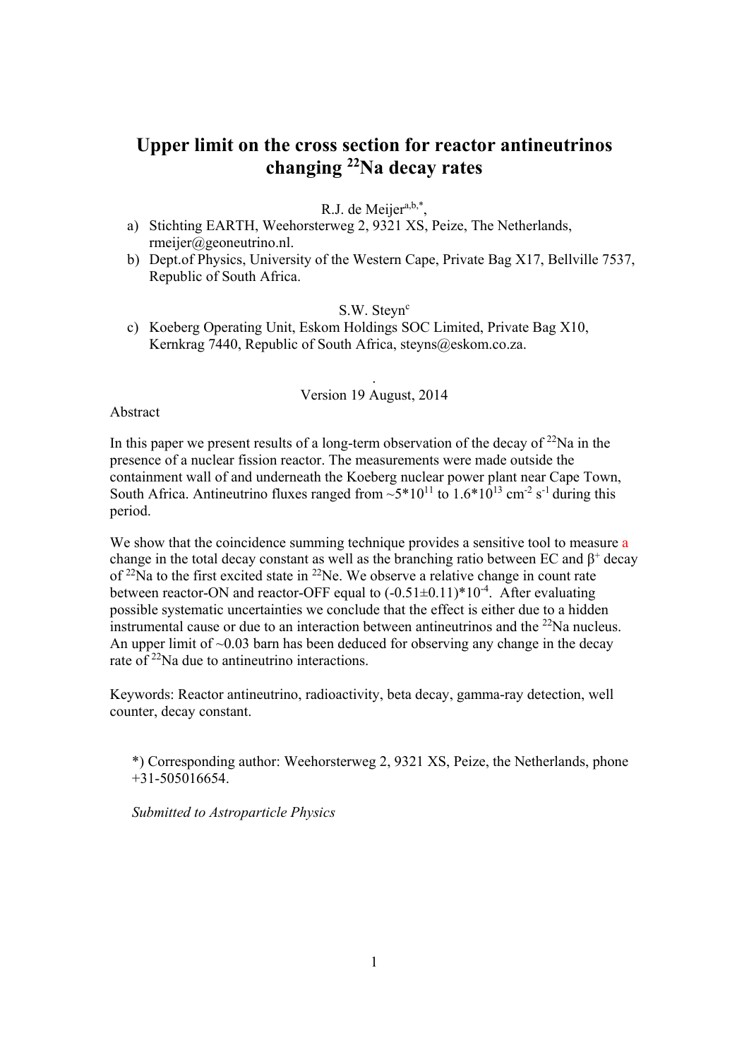# Upper limit on the cross section for reactor antineutrinos changing $^{22}Na$ decay rates

R.J. de Meijer[a,b,*],

a) Stichting EARTH, Weehorsterweg 2, 9321 XS, Peize, The Netherlands, rmeijer@geoneutrino.nl.
b) Dept.of Physics, University of the Western Cape, Private Bag X17, Bellville 7537, Republic of South Africa.

S.W. Steyn[c]

c) Koeberg Operating Unit, Eskom Holdings SOC Limited, Private Bag X10, Kernkrag 7440, Republic of South Africa, steyns@eskom.co.za.

.

Version 19 August, 2014

Abstract

In this paper we present results of a long-term observation of the decay of $^{22}Na$ in the presence of a nuclear fission reactor. The measurements were made outside the containment wall of and underneath the Koeberg nuclear power plant near Cape Town, South Africa. Antineutrino fluxes ranged from $\sim 5*10^{11}$ to $1.6*10^{13}$ cm$^{-2}$ s$^{-1}$ during this period.

We show that the coincidence summing technique provides a sensitive tool to measure a change in the total decay constant as well as the branching ratio between EC and $\beta^+$ decay of $^{22}Na$ to the first excited state in $^{22}Ne$. We observe a relative change in count rate between reactor-ON and reactor-OFF equal to $(-0.51\pm0.11)*10^{-4}$. After evaluating possible systematic uncertainties we conclude that the effect is either due to a hidden instrumental cause or due to an interaction between antineutrinos and the $^{22}Na$ nucleus. An upper limit of ~0.03 barn has been deduced for observing any change in the decay rate of $^{22}Na$ due to antineutrino interactions.

Keywords: Reactor antineutrino, radioactivity, beta decay, gamma-ray detection, well counter, decay constant.

*) Corresponding author: Weehorsterweg 2, 9321 XS, Peize, the Netherlands, phone +31-505016654.

*Submitted to Astroparticle Physics*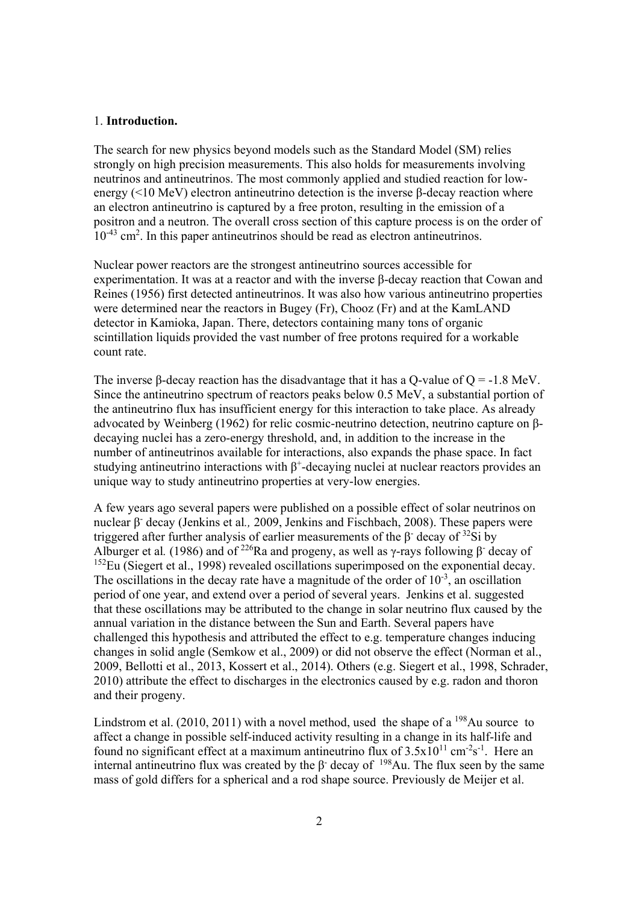1. **Introduction.**

The search for new physics beyond models such as the Standard Model (SM) relies strongly on high precision measurements. This also holds for measurements involving neutrinos and antineutrinos. The most commonly applied and studied reaction for low-energy (<10 MeV) electron antineutrino detection is the inverse β-decay reaction where an electron antineutrino is captured by a free proton, resulting in the emission of a positron and a neutron. The overall cross section of this capture process is on the order of $10^{-43}$ cm$^2$. In this paper antineutrinos should be read as electron antineutrinos.

Nuclear power reactors are the strongest antineutrino sources accessible for experimentation. It was at a reactor and with the inverse β-decay reaction that Cowan and Reines (1956) first detected antineutrinos. It was also how various antineutrino properties were determined near the reactors in Bugey (Fr), Chooz (Fr) and at the KamLAND detector in Kamioka, Japan. There, detectors containing many tons of organic scintillation liquids provided the vast number of free protons required for a workable count rate.

The inverse β-decay reaction has the disadvantage that it has a Q-value of Q = -1.8 MeV. Since the antineutrino spectrum of reactors peaks below 0.5 MeV, a substantial portion of the antineutrino flux has insufficient energy for this interaction to take place. As already advocated by Weinberg (1962) for relic cosmic-neutrino detection, neutrino capture on β-decaying nuclei has a zero-energy threshold, and, in addition to the increase in the number of antineutrinos available for interactions, also expands the phase space. In fact studying antineutrino interactions with $\beta^+$-decaying nuclei at nuclear reactors provides an unique way to study antineutrino properties at very-low energies.

A few years ago several papers were published on a possible effect of solar neutrinos on nuclear $\beta^-$ decay (Jenkins et al*.,* 2009, Jenkins and Fischbach, 2008). These papers were triggered after further analysis of earlier measurements of the $\beta^-$ decay of $^{32}$Si by Alburger et al*.* (1986) and of $^{226}$Ra and progeny, as well as γ-rays following $\beta^-$ decay of $^{152}$Eu (Siegert et al., 1998) revealed oscillations superimposed on the exponential decay. The oscillations in the decay rate have a magnitude of the order of $10^{-3}$, an oscillation period of one year, and extend over a period of several years. Jenkins et al. suggested that these oscillations may be attributed to the change in solar neutrino flux caused by the annual variation in the distance between the Sun and Earth. Several papers have challenged this hypothesis and attributed the effect to e.g. temperature changes inducing changes in solid angle (Semkow et al., 2009) or did not observe the effect (Norman et al., 2009, Bellotti et al., 2013, Kossert et al., 2014). Others (e.g. Siegert et al., 1998, Schrader, 2010) attribute the effect to discharges in the electronics caused by e.g. radon and thoron and their progeny.

Lindstrom et al. (2010, 2011) with a novel method, used the shape of a $^{198}$Au source to affect a change in possible self-induced activity resulting in a change in its half-life and found no significant effect at a maximum antineutrino flux of $3.5\times10^{11}$ cm$^{-2}$s$^{-1}$. Here an internal antineutrino flux was created by the $\beta^-$ decay of $^{198}$Au. The flux seen by the same mass of gold differs for a spherical and a rod shape source. Previously de Meijer et al.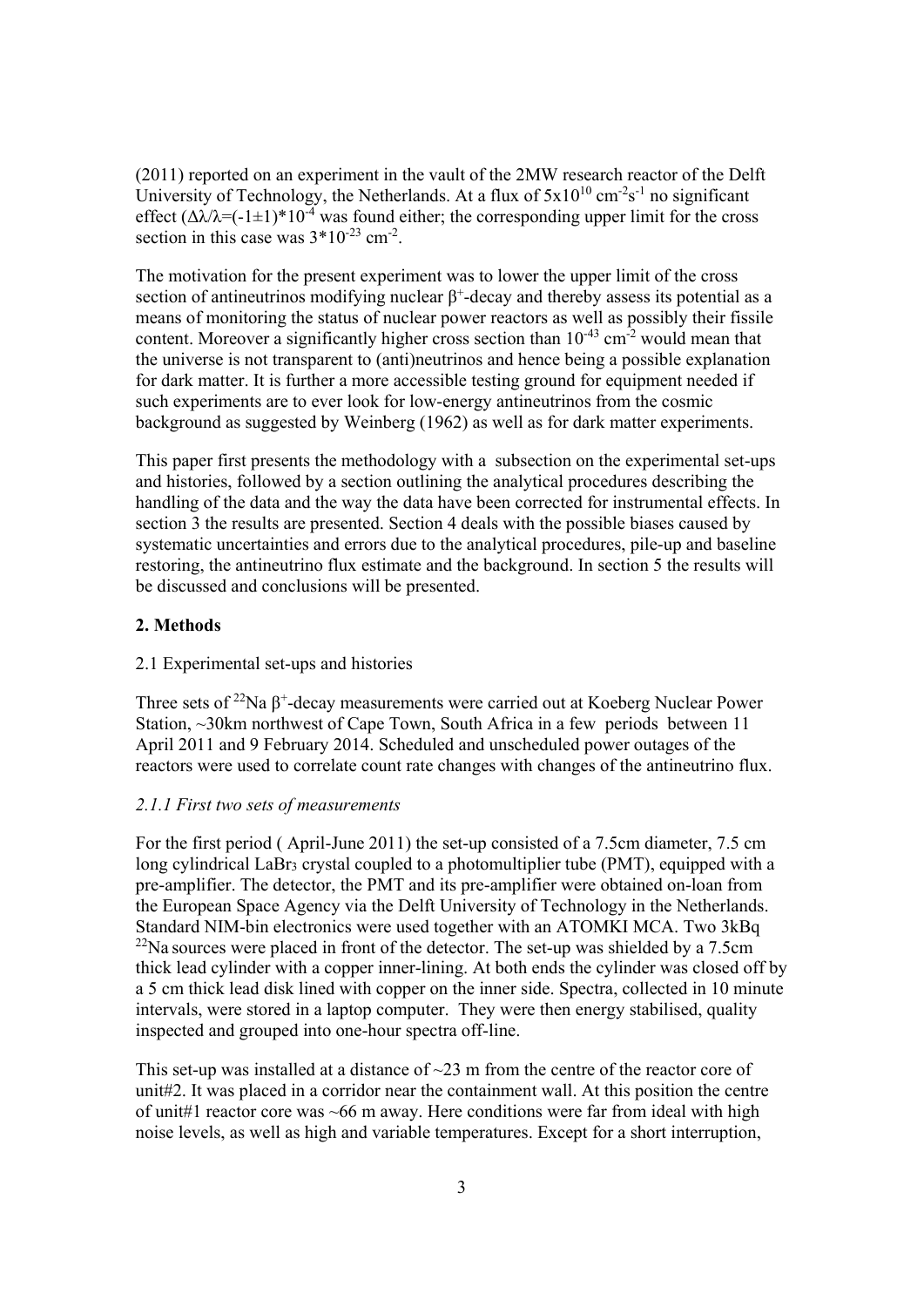(2011) reported on an experiment in the vault of the 2MW research reactor of the Delft University of Technology, the Netherlands. At a flux of $5x10^{10}$ $cm^{-2}s^{-1}$ no significant effect ($\Delta\lambda/\lambda=(-1\pm1)*10^{-4}$ was found either; the corresponding upper limit for the cross section in this case was $3*10^{-23}$ $cm^{-2}$.

The motivation for the present experiment was to lower the upper limit of the cross section of antineutrinos modifying nuclear $\beta^{+}$-decay and thereby assess its potential as a means of monitoring the status of nuclear power reactors as well as possibly their fissile content. Moreover a significantly higher cross section than $10^{-43}$ $cm^{-2}$ would mean that the universe is not transparent to (anti)neutrinos and hence being a possible explanation for dark matter. It is further a more accessible testing ground for equipment needed if such experiments are to ever look for low-energy antineutrinos from the cosmic background as suggested by Weinberg (1962) as well as for dark matter experiments.

This paper first presents the methodology with a subsection on the experimental set-ups and histories, followed by a section outlining the analytical procedures describing the handling of the data and the way the data have been corrected for instrumental effects. In section 3 the results are presented. Section 4 deals with the possible biases caused by systematic uncertainties and errors due to the analytical procedures, pile-up and baseline restoring, the antineutrino flux estimate and the background. In section 5 the results will be discussed and conclusions will be presented.

## 2. Methods

### 2.1 Experimental set-ups and histories

Three sets of $^{22}Na$ $\beta^{+}$-decay measurements were carried out at Koeberg Nuclear Power Station, ~30km northwest of Cape Town, South Africa in a few periods between 11 April 2011 and 9 February 2014. Scheduled and unscheduled power outages of the reactors were used to correlate count rate changes with changes of the antineutrino flux.

#### *2.1.1 First two sets of measurements*

For the first period ( April-June 2011) the set-up consisted of a 7.5cm diameter, 7.5 cm long cylindrical $LaBr_3$ crystal coupled to a photomultiplier tube (PMT), equipped with a pre-amplifier. The detector, the PMT and its pre-amplifier were obtained on-loan from the European Space Agency via the Delft University of Technology in the Netherlands. Standard NIM-bin electronics were used together with an ATOMKI MCA. Two 3kBq $^{22}Na$ sources were placed in front of the detector. The set-up was shielded by a 7.5cm thick lead cylinder with a copper inner-lining. At both ends the cylinder was closed off by a 5 cm thick lead disk lined with copper on the inner side. Spectra, collected in 10 minute intervals, were stored in a laptop computer. They were then energy stabilised, quality inspected and grouped into one-hour spectra off-line.

This set-up was installed at a distance of ~23 m from the centre of the reactor core of unit#2. It was placed in a corridor near the containment wall. At this position the centre of unit#1 reactor core was ~66 m away. Here conditions were far from ideal with high noise levels, as well as high and variable temperatures. Except for a short interruption,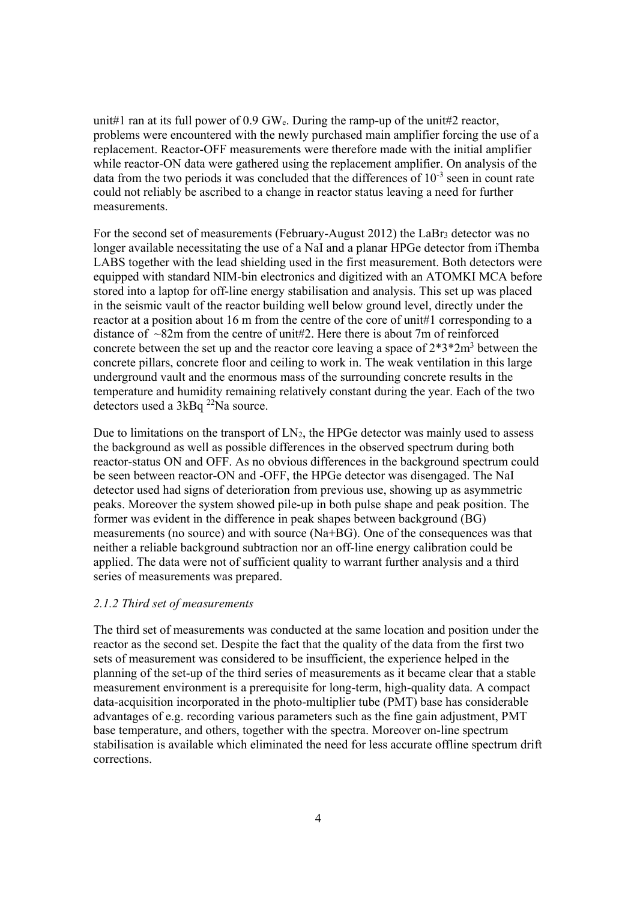unit#1 ran at its full power of 0.9 $GW_e$. During the ramp-up of the unit#2 reactor, problems were encountered with the newly purchased main amplifier forcing the use of a replacement. Reactor-OFF measurements were therefore made with the initial amplifier while reactor-ON data were gathered using the replacement amplifier. On analysis of the data from the two periods it was concluded that the differences of $10^{-3}$ seen in count rate could not reliably be ascribed to a change in reactor status leaving a need for further measurements.

For the second set of measurements (February-August 2012) the $LaBr_3$ detector was no longer available necessitating the use of a NaI and a planar HPGe detector from iThemba LABS together with the lead shielding used in the first measurement. Both detectors were equipped with standard NIM-bin electronics and digitized with an ATOMKI MCA before stored into a laptop for off-line energy stabilisation and analysis. This set up was placed in the seismic vault of the reactor building well below ground level, directly under the reactor at a position about 16 m from the centre of the core of unit#1 corresponding to a distance of ~82m from the centre of unit#2. Here there is about 7m of reinforced concrete between the set up and the reactor core leaving a space of $2*3*2m^3$ between the concrete pillars, concrete floor and ceiling to work in. The weak ventilation in this large underground vault and the enormous mass of the surrounding concrete results in the temperature and humidity remaining relatively constant during the year. Each of the two detectors used a 3kBq $^{22}$Na source.

Due to limitations on the transport of $LN_2$, the HPGe detector was mainly used to assess the background as well as possible differences in the observed spectrum during both reactor-status ON and OFF. As no obvious differences in the background spectrum could be seen between reactor-ON and -OFF, the HPGe detector was disengaged. The NaI detector used had signs of deterioration from previous use, showing up as asymmetric peaks. Moreover the system showed pile-up in both pulse shape and peak position. The former was evident in the difference in peak shapes between background (BG) measurements (no source) and with source (Na+BG). One of the consequences was that neither a reliable background subtraction nor an off-line energy calibration could be applied. The data were not of sufficient quality to warrant further analysis and a third series of measurements was prepared.

### *2.1.2 Third set of measurements*

The third set of measurements was conducted at the same location and position under the reactor as the second set. Despite the fact that the quality of the data from the first two sets of measurement was considered to be insufficient, the experience helped in the planning of the set-up of the third series of measurements as it became clear that a stable measurement environment is a prerequisite for long-term, high-quality data. A compact data-acquisition incorporated in the photo-multiplier tube (PMT) base has considerable advantages of e.g. recording various parameters such as the fine gain adjustment, PMT base temperature, and others, together with the spectra. Moreover on-line spectrum stabilisation is available which eliminated the need for less accurate offline spectrum drift corrections.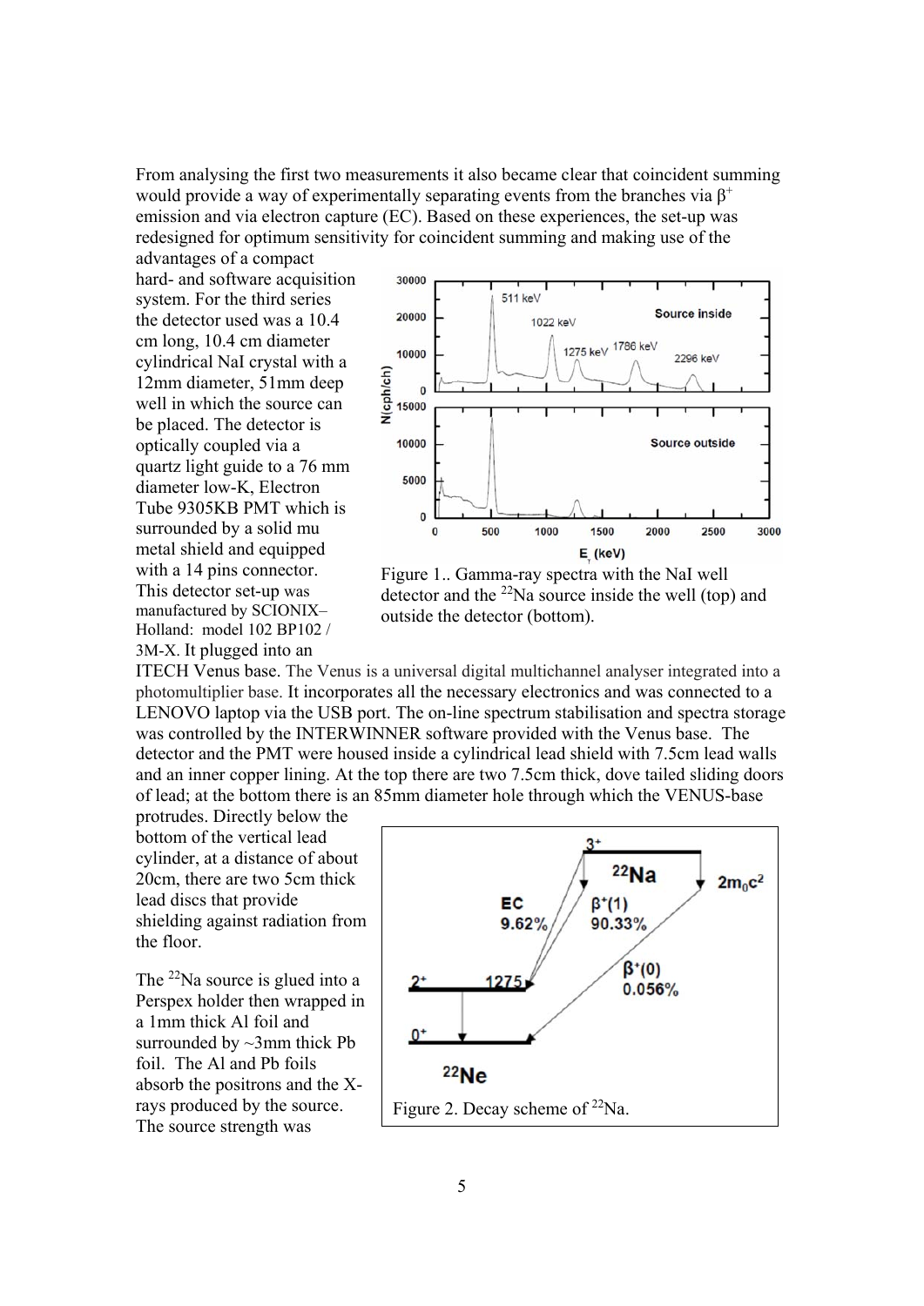From analysing the first two measurements it also became clear that coincident summing would provide a way of experimentally separating events from the branches via $\beta^+$ emission and via electron capture (EC). Based on these experiences, the set-up was redesigned for optimum sensitivity for coincident summing and making use of the advantages of a compact hard- and software acquisition system. For the third series the detector used was a 10.4 cm long, 10.4 cm diameter cylindrical NaI crystal with a 12mm diameter, 51mm deep well in which the source can be placed. The detector is optically coupled via a quartz light guide to a 76 mm diameter low-K, Electron Tube 9305KB PMT which is surrounded by a solid mu metal shield and equipped with a 14 pins connector. This detector set-up was manufactured by SCIONIX–Holland: model 102 BP102 / 3M-X. It plugged into an ITECH Venus base. The Venus is a universal digital multichannel analyser integrated into a photomultiplier base. It incorporates all the necessary electronics and was connected to a LENOVO laptop via the USB port. The on-line spectrum stabilisation and spectra storage was controlled by the INTERWINNER software provided with the Venus base. The detector and the PMT were housed inside a cylindrical lead shield with 7.5cm lead walls and an inner copper lining. At the top there are two 7.5cm thick, dove tailed sliding doors of lead; at the bottom there is an 85mm diameter hole through which the VENUS-base protrudes. Directly below the bottom of the vertical lead cylinder, at a distance of about 20cm, there are two 5cm thick lead discs that provide shielding against radiation from the floor.

Figure 1.. Gamma-ray spectra with the NaI well detector and the $^{22}$Na source inside the well (top) and outside the detector (bottom).

The $^{22}$Na source is glued into a Perspex holder then wrapped in a 1mm thick Al foil and surrounded by ~3mm thick Pb foil. The Al and Pb foils absorb the positrons and the X-rays produced by the source. The source strength was

Figure 2. Decay scheme of $^{22}$Na.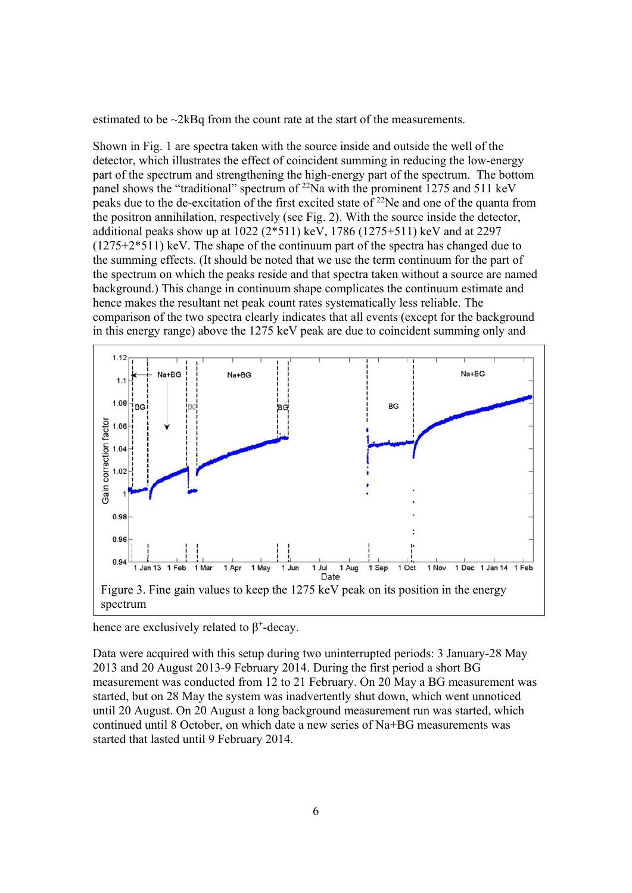estimated to be ~2kBq from the count rate at the start of the measurements.

Shown in Fig. 1 are spectra taken with the source inside and outside the well of the detector, which illustrates the effect of coincident summing in reducing the low-energy part of the spectrum and strengthening the high-energy part of the spectrum. The bottom panel shows the "traditional" spectrum of $^{22}$Na with the prominent 1275 and 511 keV peaks due to the de-excitation of the first excited state of $^{22}$Ne and one of the quanta from the positron annihilation, respectively (see Fig. 2). With the source inside the detector, additional peaks show up at 1022 (2*511) keV, 1786 (1275+511) keV and at 2297 (1275+2*511) keV. The shape of the continuum part of the spectra has changed due to the summing effects. (It should be noted that we use the term continuum for the part of the spectrum on which the peaks reside and that spectra taken without a source are named background.) This change in continuum shape complicates the continuum estimate and hence makes the resultant net peak count rates systematically less reliable. The comparison of the two spectra clearly indicates that all events (except for the background in this energy range) above the 1275 keV peak are due to coincident summing only and hence are exclusively related to $\beta^+$-decay.

Figure 3. Fine gain values to keep the 1275 keV peak on its position in the energy spectrum

Data were acquired with this setup during two uninterrupted periods: 3 January-28 May 2013 and 20 August 2013-9 February 2014. During the first period a short BG measurement was conducted from 12 to 21 February. On 20 May a BG measurement was started, but on 28 May the system was inadvertently shut down, which went unnoticed until 20 August. On 20 August a long background measurement run was started, which continued until 8 October, on which date a new series of Na+BG measurements was started that lasted until 9 February 2014.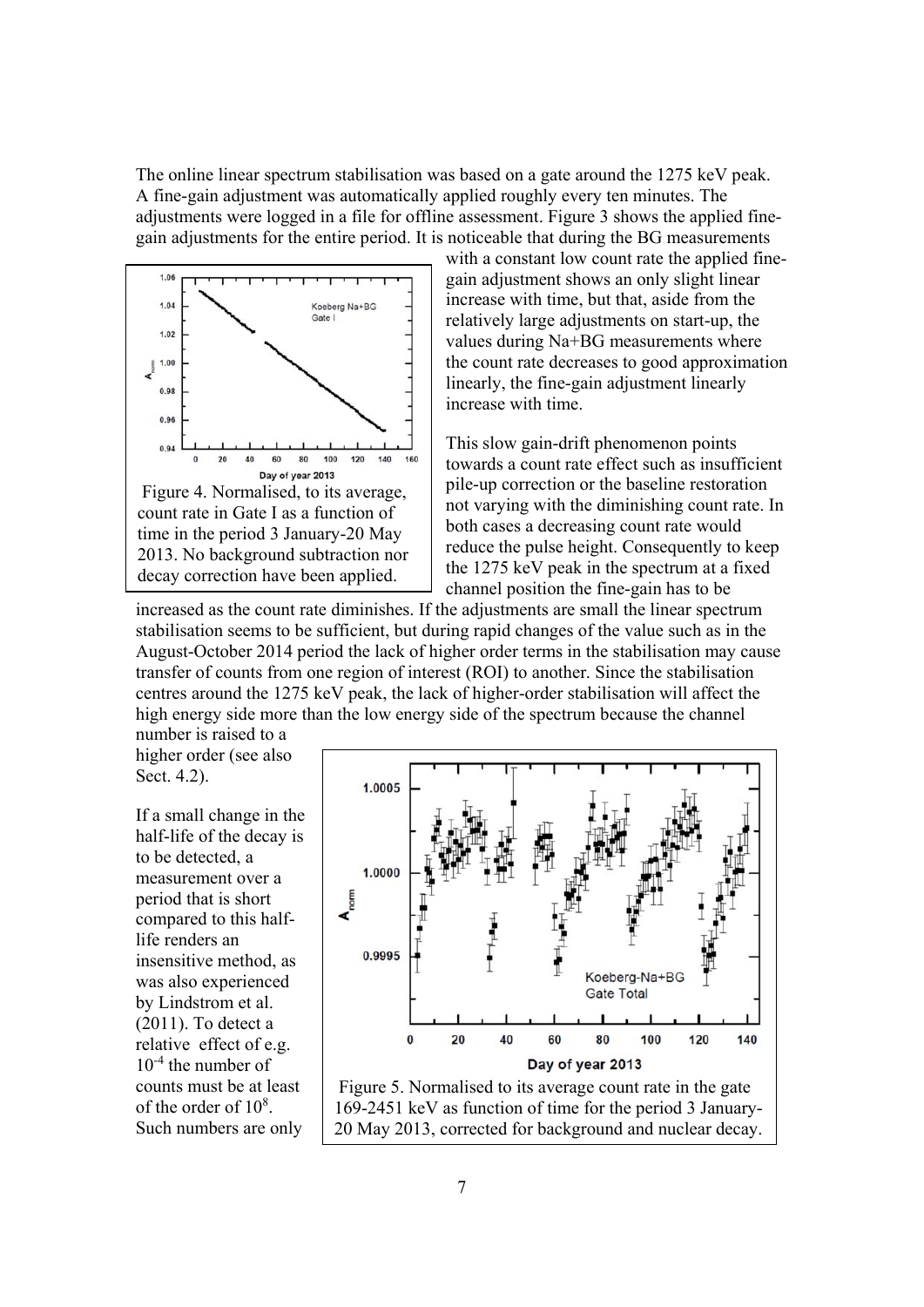The online linear spectrum stabilisation was based on a gate around the 1275 keV peak. A fine-gain adjustment was automatically applied roughly every ten minutes. The adjustments were logged in a file for offline assessment. Figure 3 shows the applied fine-gain adjustments for the entire period. It is noticeable that during the BG measurements with a constant low count rate the applied fine-gain adjustment shows an only slight linear increase with time, but that, aside from the relatively large adjustments on start-up, the values during Na+BG measurements where the count rate decreases to good approximation linearly, the fine-gain adjustment linearly increase with time.

Figure 4. Normalised, to its average, count rate in Gate I as a function of time in the period 3 January-20 May 2013. No background subtraction nor decay correction have been applied.

This slow gain-drift phenomenon points towards a count rate effect such as insufficient pile-up correction or the baseline restoration not varying with the diminishing count rate. In both cases a decreasing count rate would reduce the pulse height. Consequently to keep the 1275 keV peak in the spectrum at a fixed channel position the fine-gain has to be increased as the count rate diminishes. If the adjustments are small the linear spectrum stabilisation seems to be sufficient, but during rapid changes of the value such as in the August-October 2014 period the lack of higher order terms in the stabilisation may cause transfer of counts from one region of interest (ROI) to another. Since the stabilisation centres around the 1275 keV peak, the lack of higher-order stabilisation will affect the high energy side more than the low energy side of the spectrum because the channel number is raised to a higher order (see also Sect. 4.2).

If a small change in the half-life of the decay is to be detected, a measurement over a period that is short compared to this half-life renders an insensitive method, as was also experienced by Lindstrom et al. (2011). To detect a relative effect of e.g. $10^{-4}$ the number of counts must be at least of the order of $10^{8}$. Such numbers are only

Figure 5. Normalised to its average count rate in the gate 169-2451 keV as function of time for the period 3 January-20 May 2013, corrected for background and nuclear decay.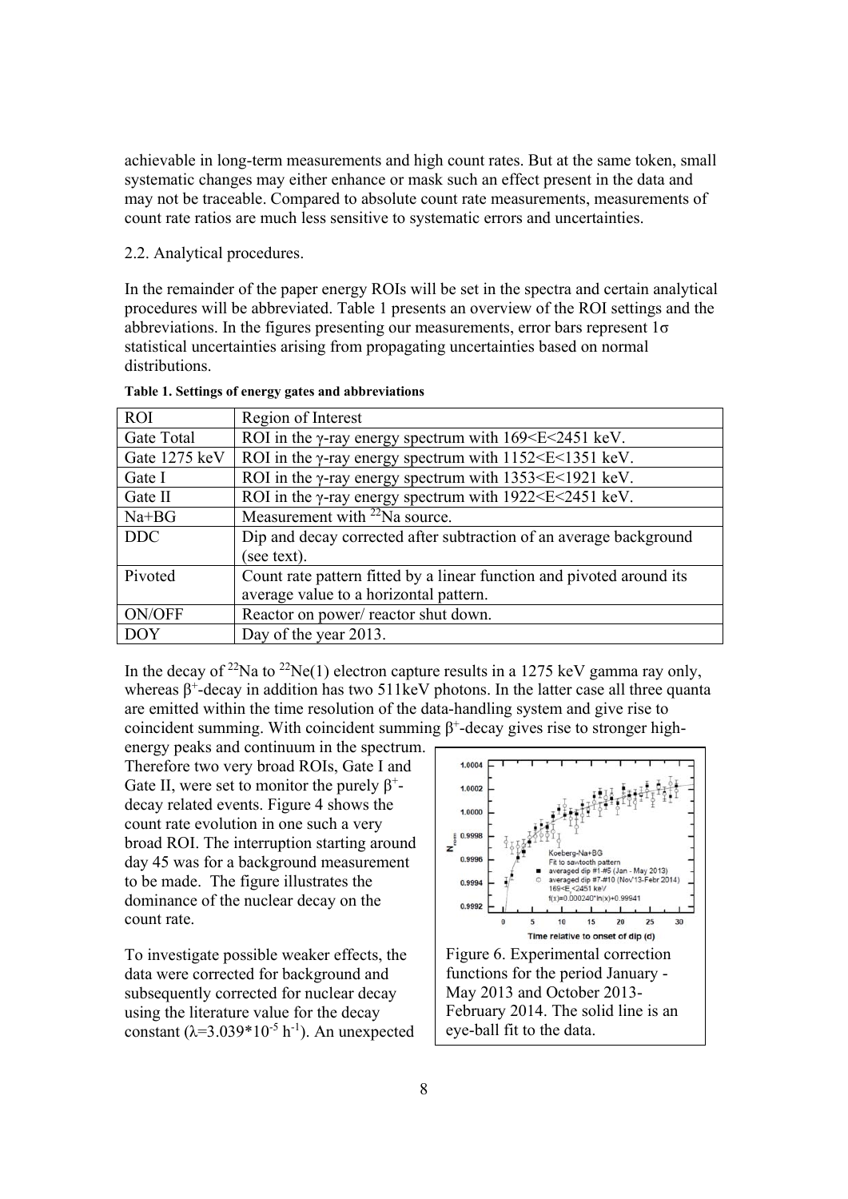achievable in long-term measurements and high count rates. But at the same token, small systematic changes may either enhance or mask such an effect present in the data and may not be traceable. Compared to absolute count rate measurements, measurements of count rate ratios are much less sensitive to systematic errors and uncertainties.

2.2. Analytical procedures.

In the remainder of the paper energy ROIs will be set in the spectra and certain analytical procedures will be abbreviated. Table 1 presents an overview of the ROI settings and the abbreviations. In the figures presenting our measurements, error bars represent 1σ statistical uncertainties arising from propagating uncertainties based on normal distributions.

**Table 1. Settings of energy gates and abbreviations**

| ROI | Region of Interest |
|---|---|
| Gate Total | ROI in the γ-ray energy spectrum with 169<E<2451 keV. |
| Gate 1275 keV | ROI in the γ-ray energy spectrum with 1152<E<1351 keV. |
| Gate I | ROI in the γ-ray energy spectrum with 1353<E<1921 keV. |
| Gate II | ROI in the γ-ray energy spectrum with 1922<E<2451 keV. |
| Na+BG | Measurement with $^{22}$Na source. |
| DDC | Dip and decay corrected after subtraction of an average background (see text). |
| Pivoted | Count rate pattern fitted by a linear function and pivoted around its average value to a horizontal pattern. |
| ON/OFF | Reactor on power/ reactor shut down. |
| DOY | Day of the year 2013. |

In the decay of $^{22}$Na to $^{22}$Ne(1) electron capture results in a 1275 keV gamma ray only, whereas $\beta^+$-decay in addition has two 511keV photons. In the latter case all three quanta are emitted within the time resolution of the data-handling system and give rise to coincident summing. With coincident summing $\beta^+$-decay gives rise to stronger high-energy peaks and continuum in the spectrum. Therefore two very broad ROIs, Gate I and Gate II, were set to monitor the purely $\beta^+$-decay related events. Figure 4 shows the count rate evolution in one such a very broad ROI. The interruption starting around day 45 was for a background measurement to be made. The figure illustrates the dominance of the nuclear decay on the count rate.

To investigate possible weaker effects, the data were corrected for background and subsequently corrected for nuclear decay using the literature value for the decay constant ($\lambda$=3.039*10$^{-5}$ h$^{-1}$). An unexpected

Figure 6. Experimental correction functions for the period January - May 2013 and October 2013-February 2014. The solid line is an eye-ball fit to the data.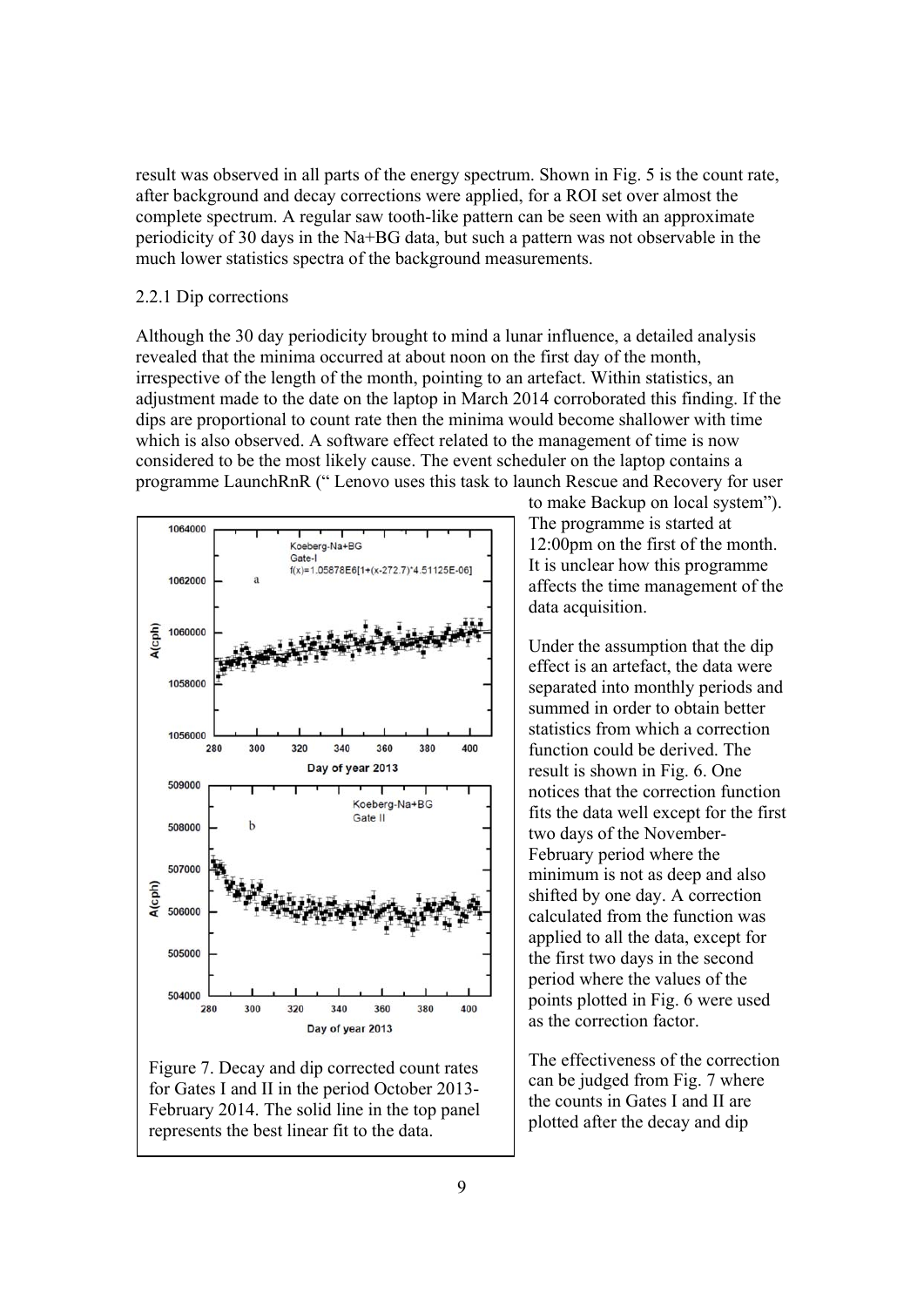result was observed in all parts of the energy spectrum. Shown in Fig. 5 is the count rate, after background and decay corrections were applied, for a ROI set over almost the complete spectrum. A regular saw tooth-like pattern can be seen with an approximate periodicity of 30 days in the Na+BG data, but such a pattern was not observable in the much lower statistics spectra of the background measurements.

### 2.2.1 Dip corrections

Although the 30 day periodicity brought to mind a lunar influence, a detailed analysis revealed that the minima occurred at about noon on the first day of the month, irrespective of the length of the month, pointing to an artefact. Within statistics, an adjustment made to the date on the laptop in March 2014 corroborated this finding. If the dips are proportional to count rate then the minima would become shallower with time which is also observed. A software effect related to the management of time is now considered to be the most likely cause. The event scheduler on the laptop contains a programme LaunchRnR (" Lenovo uses this task to launch Rescue and Recovery for user to make Backup on local system"). The programme is started at 12:00pm on the first of the month. It is unclear how this programme affects the time management of the data acquisition.

Under the assumption that the dip effect is an artefact, the data were separated into monthly periods and summed in order to obtain better statistics from which a correction function could be derived. The result is shown in Fig. 6. One notices that the correction function fits the data well except for the first two days of the November-February period where the minimum is not as deep and also shifted by one day. A correction calculated from the function was applied to all the data, except for the first two days in the second period where the values of the points plotted in Fig. 6 were used as the correction factor.

Figure 7. Decay and dip corrected count rates for Gates I and II in the period October 2013-February 2014. The solid line in the top panel represents the best linear fit to the data.

The effectiveness of the correction can be judged from Fig. 7 where the counts in Gates I and II are plotted after the decay and dip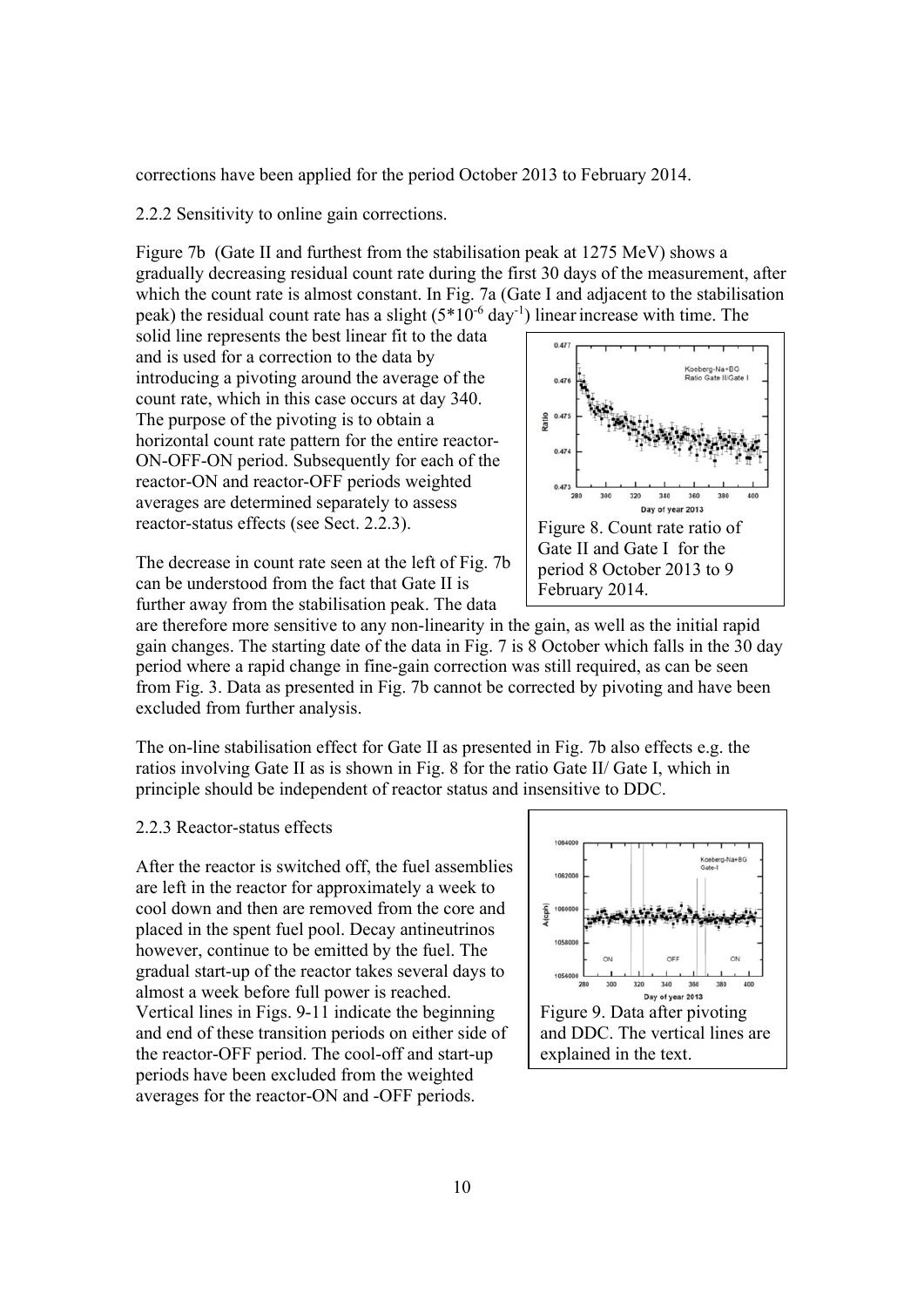corrections have been applied for the period October 2013 to February 2014.

2.2.2 Sensitivity to online gain corrections.

Figure 7b (Gate II and furthest from the stabilisation peak at 1275 MeV) shows a gradually decreasing residual count rate during the first 30 days of the measurement, after which the count rate is almost constant. In Fig. 7a (Gate I and adjacent to the stabilisation peak) the residual count rate has a slight ($5*10^{-6}$ day$^{-1}$) linear increase with time. The solid line represents the best linear fit to the data and is used for a correction to the data by introducing a pivoting around the average of the count rate, which in this case occurs at day 340. The purpose of the pivoting is to obtain a horizontal count rate pattern for the entire reactor-ON-OFF-ON period. Subsequently for each of the reactor-ON and reactor-OFF periods weighted averages are determined separately to assess reactor-status effects (see Sect. 2.2.3).

Figure 8. Count rate ratio of Gate II and Gate I for the period 8 October 2013 to 9 February 2014.

The decrease in count rate seen at the left of Fig. 7b can be understood from the fact that Gate II is further away from the stabilisation peak. The data are therefore more sensitive to any non-linearity in the gain, as well as the initial rapid gain changes. The starting date of the data in Fig. 7 is 8 October which falls in the 30 day period where a rapid change in fine-gain correction was still required, as can be seen from Fig. 3. Data as presented in Fig. 7b cannot be corrected by pivoting and have been excluded from further analysis.

The on-line stabilisation effect for Gate II as presented in Fig. 7b also effects e.g. the ratios involving Gate II as is shown in Fig. 8 for the ratio Gate II/ Gate I, which in principle should be independent of reactor status and insensitive to DDC.

2.2.3 Reactor-status effects

After the reactor is switched off, the fuel assemblies are left in the reactor for approximately a week to cool down and then are removed from the core and placed in the spent fuel pool. Decay antineutrinos however, continue to be emitted by the fuel. The gradual start-up of the reactor takes several days to almost a week before full power is reached. Vertical lines in Figs. 9-11 indicate the beginning and end of these transition periods on either side of the reactor-OFF period. The cool-off and start-up periods have been excluded from the weighted averages for the reactor-ON and -OFF periods.

Figure 9. Data after pivoting and DDC. The vertical lines are explained in the text.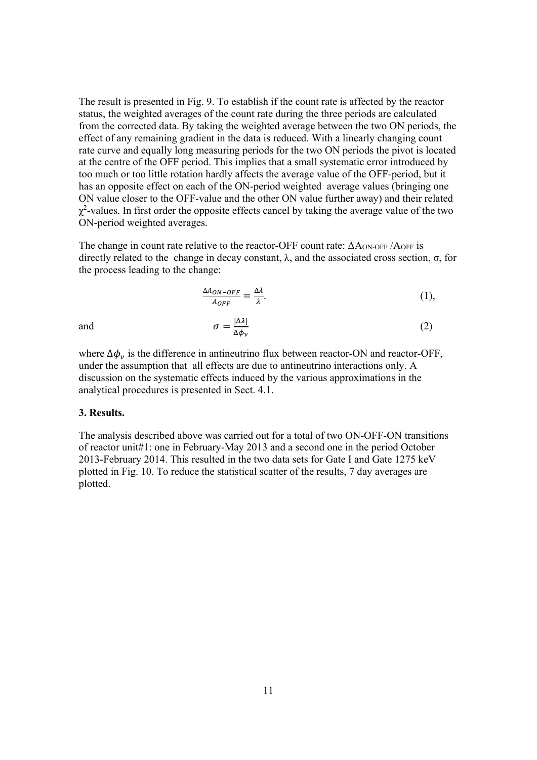The result is presented in Fig. 9. To establish if the count rate is affected by the reactor status, the weighted averages of the count rate during the three periods are calculated from the corrected data. By taking the weighted average between the two ON periods, the effect of any remaining gradient in the data is reduced. With a linearly changing count rate curve and equally long measuring periods for the two ON periods the pivot is located at the centre of the OFF period. This implies that a small systematic error introduced by too much or too little rotation hardly affects the average value of the OFF-period, but it has an opposite effect on each of the ON-period weighted average values (bringing one ON value closer to the OFF-value and the other ON value further away) and their related $\chi^2$-values. In first order the opposite effects cancel by taking the average value of the two ON-period weighted averages.

The change in count rate relative to the reactor-OFF count rate: $\Delta A_{ON\text{-}OFF}/A_{OFF}$ is directly related to the change in decay constant, λ, and the associated cross section, σ, for the process leading to the change:

$$\frac{\Delta A_{ON-OFF}}{A_{OFF}} = \frac{\Delta\lambda}{\lambda}. \qquad (1),$$

and

$$\sigma = \frac{|\Delta\lambda|}{\Delta\phi_{\nu}} \qquad (2)$$

where $\Delta\phi_{\nu}$ is the difference in antineutrino flux between reactor-ON and reactor-OFF, under the assumption that all effects are due to antineutrino interactions only. A discussion on the systematic effects induced by the various approximations in the analytical procedures is presented in Sect. 4.1.

## 3. Results.

The analysis described above was carried out for a total of two ON-OFF-ON transitions of reactor unit#1: one in February-May 2013 and a second one in the period October 2013-February 2014. This resulted in the two data sets for Gate I and Gate 1275 keV plotted in Fig. 10. To reduce the statistical scatter of the results, 7 day averages are plotted.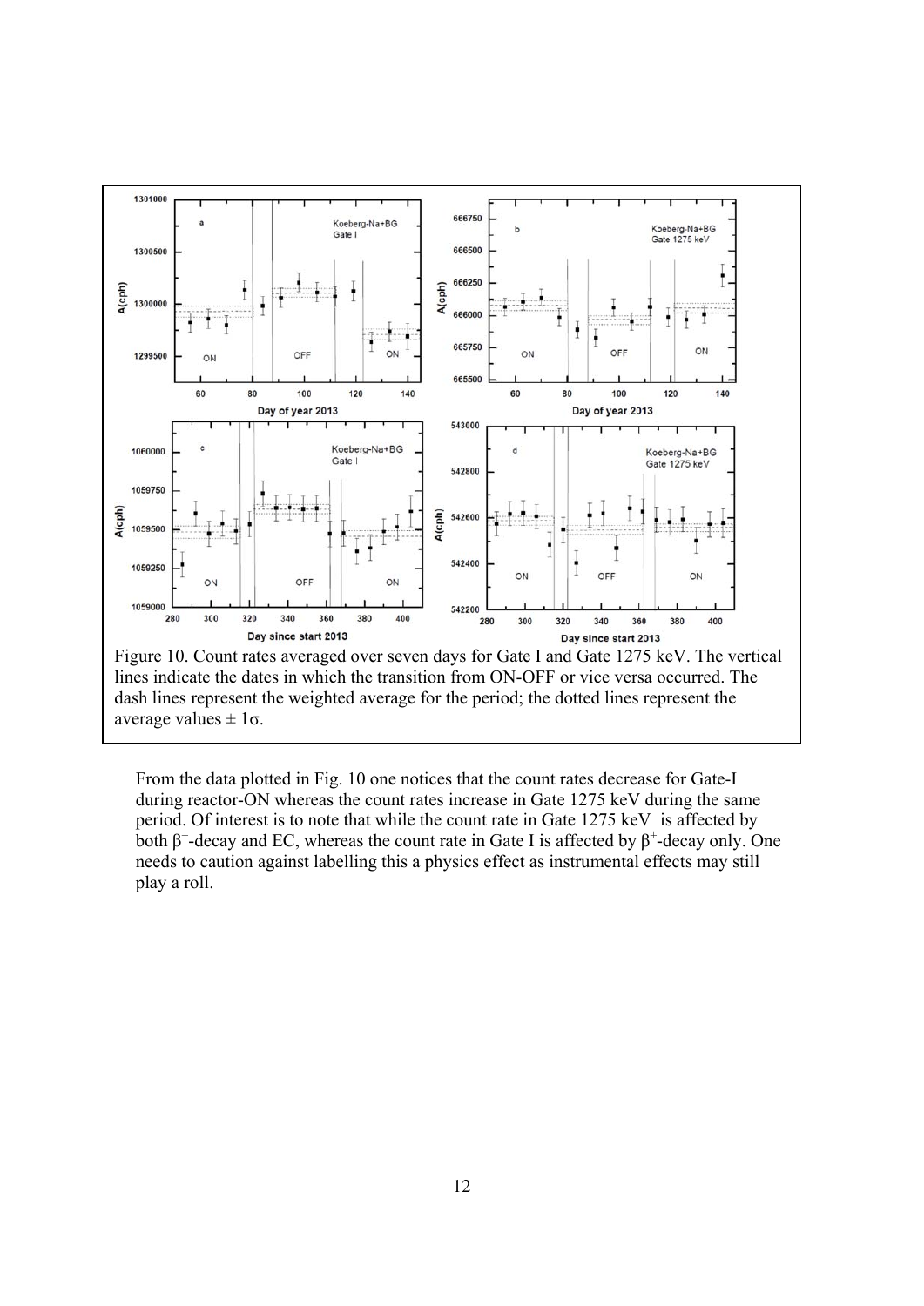Figure 10. Count rates averaged over seven days for Gate I and Gate 1275 keV. The vertical lines indicate the dates in which the transition from ON-OFF or vice versa occurred. The dash lines represent the weighted average for the period; the dotted lines represent the average values ± 1σ.

From the data plotted in Fig. 10 one notices that the count rates decrease for Gate-I during reactor-ON whereas the count rates increase in Gate 1275 keV during the same period. Of interest is to note that while the count rate in Gate 1275 keV is affected by both $\beta^+$-decay and EC, whereas the count rate in Gate I is affected by $\beta^+$-decay only. One needs to caution against labelling this a physics effect as instrumental effects may still play a roll.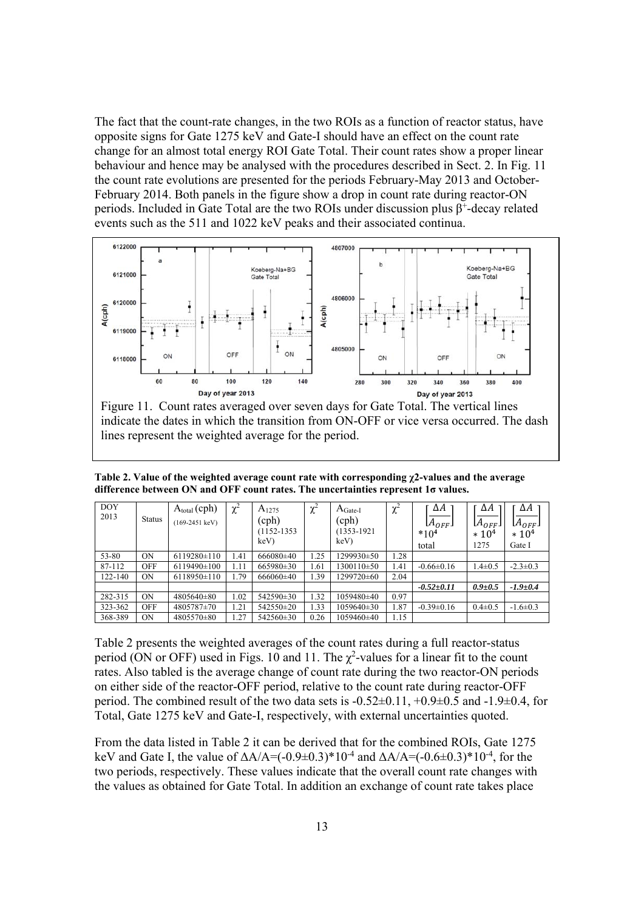The fact that the count-rate changes, in the two ROIs as a function of reactor status, have opposite signs for Gate 1275 keV and Gate-I should have an effect on the count rate change for an almost total energy ROI Gate Total. Their count rates show a proper linear behaviour and hence may be analysed with the procedures described in Sect. 2. In Fig. 11 the count rate evolutions are presented for the periods February-May 2013 and October-February 2014. Both panels in the figure show a drop in count rate during reactor-ON periods. Included in Gate Total are the two ROIs under discussion plus $\beta^+$-decay related events such as the 511 and 1022 keV peaks and their associated continua.

Figure 11. Count rates averaged over seven days for Gate Total. The vertical lines indicate the dates in which the transition from ON-OFF or vice versa occurred. The dash lines represent the weighted average for the period.

**Table 2. Value of the weighted average count rate with corresponding χ2-values and the average difference between ON and OFF count rates. The uncertainties represent 1σ values.**

| DOY 2013 | Status | $A_{total}$ (cph) (169-2451 keV) | $\chi^2$ | $A_{1275}$ (cph) (1152-1353 keV) | $\chi^2$ | $A_{Gate\text{-}I}$ (cph) (1353-1921 keV) | $\chi^2$ | $\left[\frac{\Delta A}{A_{OFF}}\right] * 10^4$ total | $\left[\frac{\Delta A}{A_{OFF}}\right] * 10^4$ 1275 | $\left[\frac{\Delta A}{A_{OFF}}\right] * 10^4$ Gate I |
|---|---|---|---|---|---|---|---|---|---|---|
| 53-80 | ON | 6119280±110 | 1.41 | 666080±40 | 1.25 | 1299930±50 | 1.28 | | | |
| 87-112 | OFF | 6119490±100 | 1.11 | 665980±30 | 1.61 | 1300110±50 | 1.41 | -0.66±0.16 | 1.4±0.5 | -2.3±0.3 |
| 122-140 | ON | 6118950±110 | 1.79 | 666060±40 | 1.39 | 1299720±60 | 2.04 | | | |
| | | | | | | | | *-0.52±0.11* | *0.9±0.5* | *-1.9±0.4* |
| 282-315 | ON | 4805640±80 | 1.02 | 542590±30 | 1.32 | 1059480±40 | 0.97 | | | |
| 323-362 | OFF | 4805787±70 | 1.21 | 542550±20 | 1.33 | 1059640±30 | 1.87 | -0.39±0.16 | 0.4±0.5 | -1.6±0.3 |
| 368-389 | ON | 4805570±80 | 1.27 | 542560±30 | 0.26 | 1059460±40 | 1.15 | | | |

Table 2 presents the weighted averages of the count rates during a full reactor-status period (ON or OFF) used in Figs. 10 and 11. The $\chi^2$-values for a linear fit to the count rates. Also tabled is the average change of count rate during the two reactor-ON periods on either side of the reactor-OFF period, relative to the count rate during reactor-OFF period. The combined result of the two data sets is -0.52±0.11, +0.9±0.5 and -1.9±0.4, for Total, Gate 1275 keV and Gate-I, respectively, with external uncertainties quoted.

From the data listed in Table 2 it can be derived that for the combined ROIs, Gate 1275 keV and Gate I, the value of $\Delta A/A=(-0.9\pm0.3)*10^{-4}$ and $\Delta A/A=(-0.6\pm0.3)*10^{-4}$, for the two periods, respectively. These values indicate that the overall count rate changes with the values as obtained for Gate Total. In addition an exchange of count rate takes place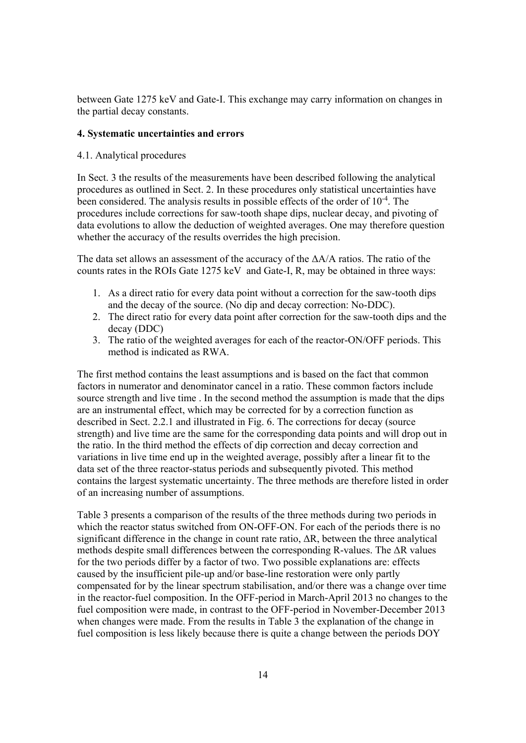between Gate 1275 keV and Gate-I. This exchange may carry information on changes in the partial decay constants.

## 4. Systematic uncertainties and errors

### 4.1. Analytical procedures

In Sect. 3 the results of the measurements have been described following the analytical procedures as outlined in Sect. 2. In these procedures only statistical uncertainties have been considered. The analysis results in possible effects of the order of $10^{-4}$. The procedures include corrections for saw-tooth shape dips, nuclear decay, and pivoting of data evolutions to allow the deduction of weighted averages. One may therefore question whether the accuracy of the results overrides the high precision.

The data set allows an assessment of the accuracy of the $\Delta A/A$ ratios. The ratio of the counts rates in the ROIs Gate 1275 keV and Gate-I, R, may be obtained in three ways:

1. As a direct ratio for every data point without a correction for the saw-tooth dips and the decay of the source. (No dip and decay correction: No-DDC).
2. The direct ratio for every data point after correction for the saw-tooth dips and the decay (DDC)
3. The ratio of the weighted averages for each of the reactor-ON/OFF periods. This method is indicated as RWA.

The first method contains the least assumptions and is based on the fact that common factors in numerator and denominator cancel in a ratio. These common factors include source strength and live time . In the second method the assumption is made that the dips are an instrumental effect, which may be corrected for by a correction function as described in Sect. 2.2.1 and illustrated in Fig. 6. The corrections for decay (source strength) and live time are the same for the corresponding data points and will drop out in the ratio. In the third method the effects of dip correction and decay correction and variations in live time end up in the weighted average, possibly after a linear fit to the data set of the three reactor-status periods and subsequently pivoted. This method contains the largest systematic uncertainty. The three methods are therefore listed in order of an increasing number of assumptions.

Table 3 presents a comparison of the results of the three methods during two periods in which the reactor status switched from ON-OFF-ON. For each of the periods there is no significant difference in the change in count rate ratio, $\Delta R$, between the three analytical methods despite small differences between the corresponding R-values. The $\Delta R$ values for the two periods differ by a factor of two. Two possible explanations are: effects caused by the insufficient pile-up and/or base-line restoration were only partly compensated for by the linear spectrum stabilisation, and/or there was a change over time in the reactor-fuel composition. In the OFF-period in March-April 2013 no changes to the fuel composition were made, in contrast to the OFF-period in November-December 2013 when changes were made. From the results in Table 3 the explanation of the change in fuel composition is less likely because there is quite a change between the periods DOY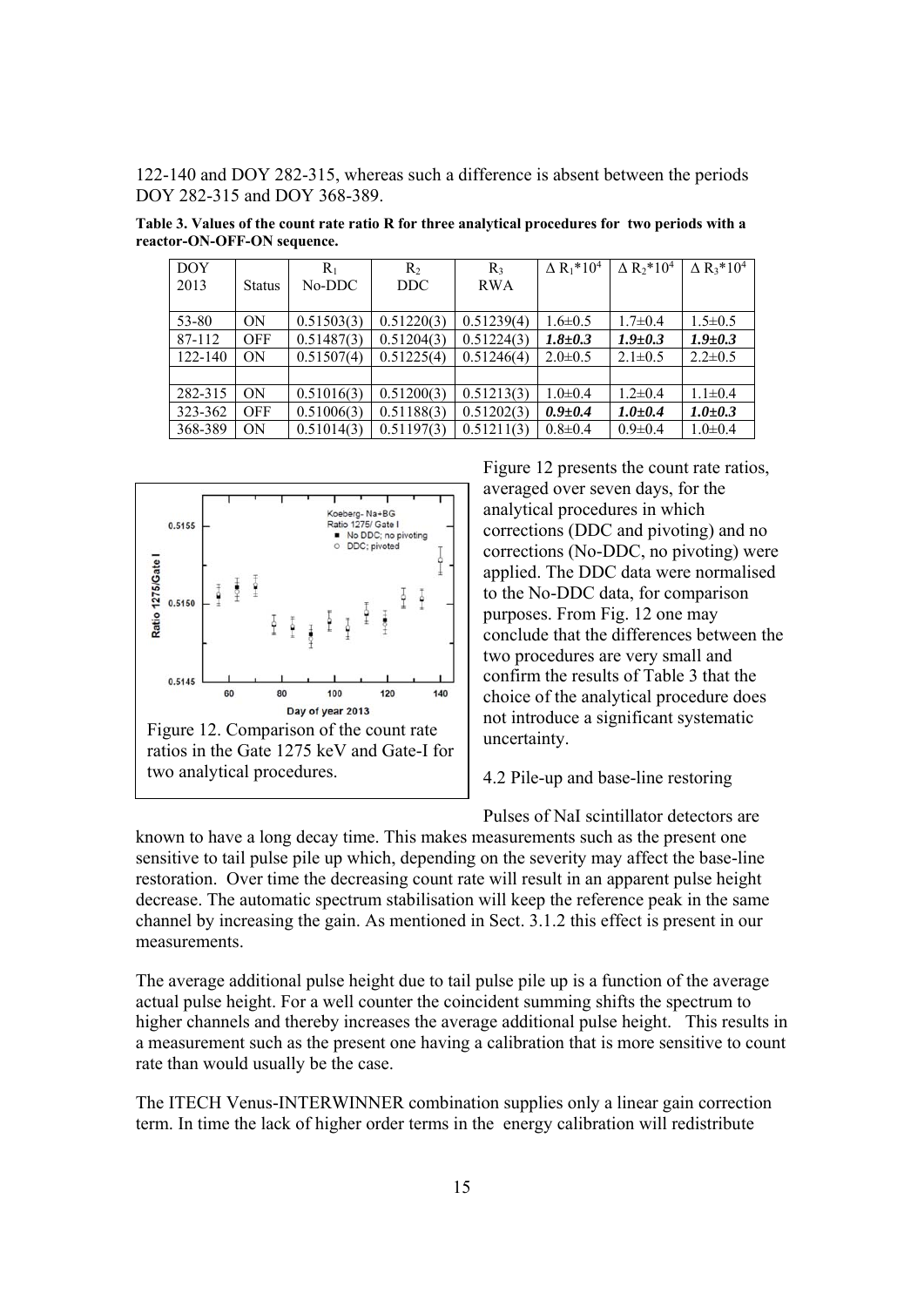122-140 and DOY 282-315, whereas such a difference is absent between the periods DOY 282-315 and DOY 368-389.

**Table 3. Values of the count rate ratio R for three analytical procedures for two periods with a reactor-ON-OFF-ON sequence.**

| DOY 2013 | Status | $R_1$ No-DDC | $R_2$ DDC | $R_3$ RWA | $\Delta R_1*10^4$ | $\Delta R_2*10^4$ | $\Delta R_3*10^4$ |
|---|---|---|---|---|---|---|---|
| 53-80 | ON | 0.51503(3) | 0.51220(3) | 0.51239(4) | 1.6±0.5 | 1.7±0.4 | 1.5±0.5 |
| 87-112 | OFF | 0.51487(3) | 0.51204(3) | 0.51224(3) | ***1.8±0.3*** | ***1.9±0.3*** | ***1.9±0.3*** |
| 122-140 | ON | 0.51507(4) | 0.51225(4) | 0.51246(4) | 2.0±0.5 | 2.1±0.5 | 2.2±0.5 |
| | | | | | | | |
| 282-315 | ON | 0.51016(3) | 0.51200(3) | 0.51213(3) | 1.0±0.4 | 1.2±0.4 | 1.1±0.4 |
| 323-362 | OFF | 0.51006(3) | 0.51188(3) | 0.51202(3) | ***0.9±0.4*** | ***1.0±0.4*** | ***1.0±0.3*** |
| 368-389 | ON | 0.51014(3) | 0.51197(3) | 0.51211(3) | 0.8±0.4 | 0.9±0.4 | 1.0±0.4 |

Figure 12. Comparison of the count rate ratios in the Gate 1275 keV and Gate-I for two analytical procedures.

Figure 12 presents the count rate ratios, averaged over seven days, for the analytical procedures in which corrections (DDC and pivoting) and no corrections (No-DDC, no pivoting) were applied. The DDC data were normalised to the No-DDC data, for comparison purposes. From Fig. 12 one may conclude that the differences between the two procedures are very small and confirm the results of Table 3 that the choice of the analytical procedure does not introduce a significant systematic uncertainty.

4.2 Pile-up and base-line restoring

Pulses of NaI scintillator detectors are known to have a long decay time. This makes measurements such as the present one sensitive to tail pulse pile up which, depending on the severity may affect the base-line restoration. Over time the decreasing count rate will result in an apparent pulse height decrease. The automatic spectrum stabilisation will keep the reference peak in the same channel by increasing the gain. As mentioned in Sect. 3.1.2 this effect is present in our measurements.

The average additional pulse height due to tail pulse pile up is a function of the average actual pulse height. For a well counter the coincident summing shifts the spectrum to higher channels and thereby increases the average additional pulse height. This results in a measurement such as the present one having a calibration that is more sensitive to count rate than would usually be the case.

The ITECH Venus-INTERWINNER combination supplies only a linear gain correction term. In time the lack of higher order terms in the energy calibration will redistribute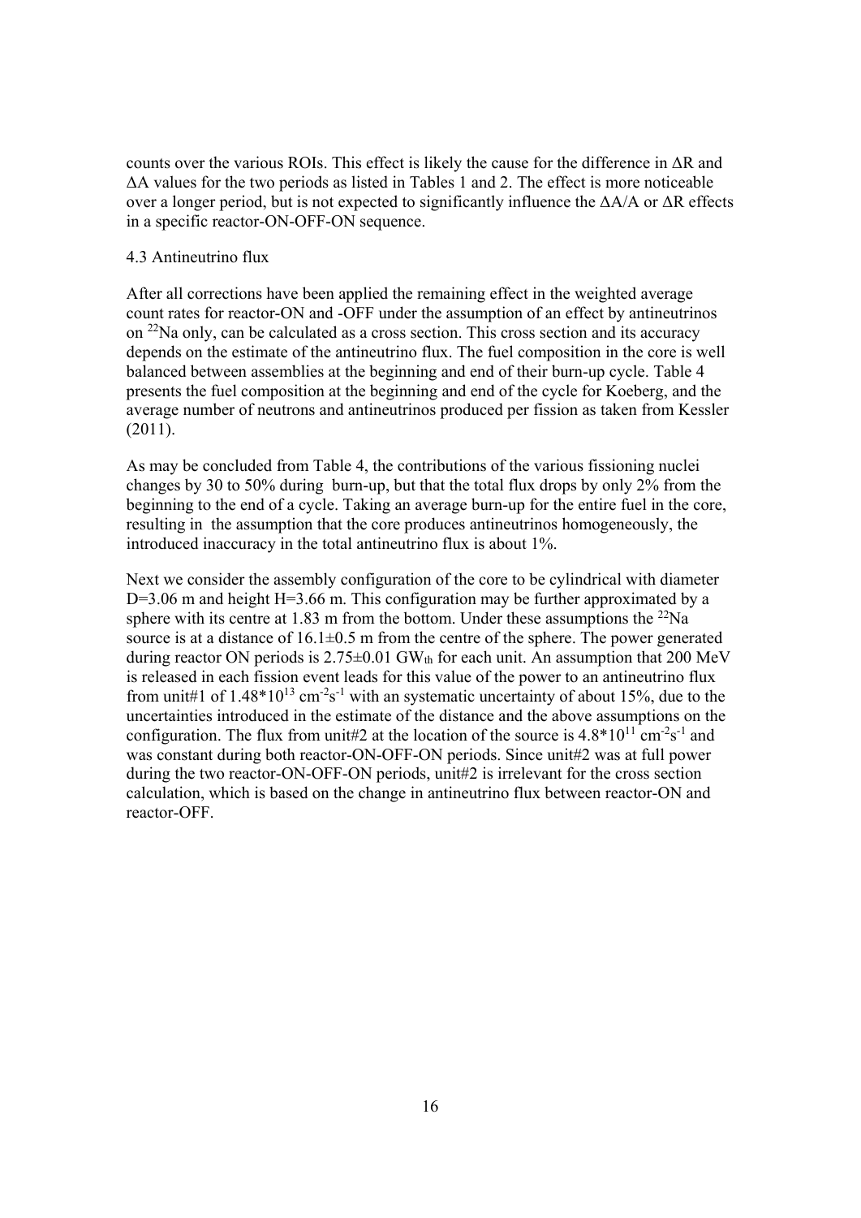counts over the various ROIs. This effect is likely the cause for the difference in $\Delta R$ and $\Delta A$ values for the two periods as listed in Tables 1 and 2. The effect is more noticeable over a longer period, but is not expected to significantly influence the $\Delta A/A$ or $\Delta R$ effects in a specific reactor-ON-OFF-ON sequence.

4.3 Antineutrino flux

After all corrections have been applied the remaining effect in the weighted average count rates for reactor-ON and -OFF under the assumption of an effect by antineutrinos on $^{22}Na$ only, can be calculated as a cross section. This cross section and its accuracy depends on the estimate of the antineutrino flux. The fuel composition in the core is well balanced between assemblies at the beginning and end of their burn-up cycle. Table 4 presents the fuel composition at the beginning and end of the cycle for Koeberg, and the average number of neutrons and antineutrinos produced per fission as taken from Kessler (2011).

As may be concluded from Table 4, the contributions of the various fissioning nuclei changes by 30 to 50% during burn-up, but that the total flux drops by only 2% from the beginning to the end of a cycle. Taking an average burn-up for the entire fuel in the core, resulting in the assumption that the core produces antineutrinos homogeneously, the introduced inaccuracy in the total antineutrino flux is about 1%.

Next we consider the assembly configuration of the core to be cylindrical with diameter D=3.06 m and height H=3.66 m. This configuration may be further approximated by a sphere with its centre at 1.83 m from the bottom. Under these assumptions the $^{22}Na$ source is at a distance of 16.1±0.5 m from the centre of the sphere. The power generated during reactor ON periods is 2.75±0.01 $GW_{th}$ for each unit. An assumption that 200 MeV is released in each fission event leads for this value of the power to an antineutrino flux from unit#1 of $1.48*10^{13}$ $cm^{-2}s^{-1}$ with an systematic uncertainty of about 15%, due to the uncertainties introduced in the estimate of the distance and the above assumptions on the configuration. The flux from unit#2 at the location of the source is $4.8*10^{11}$ $cm^{-2}s^{-1}$ and was constant during both reactor-ON-OFF-ON periods. Since unit#2 was at full power during the two reactor-ON-OFF-ON periods, unit#2 is irrelevant for the cross section calculation, which is based on the change in antineutrino flux between reactor-ON and reactor-OFF.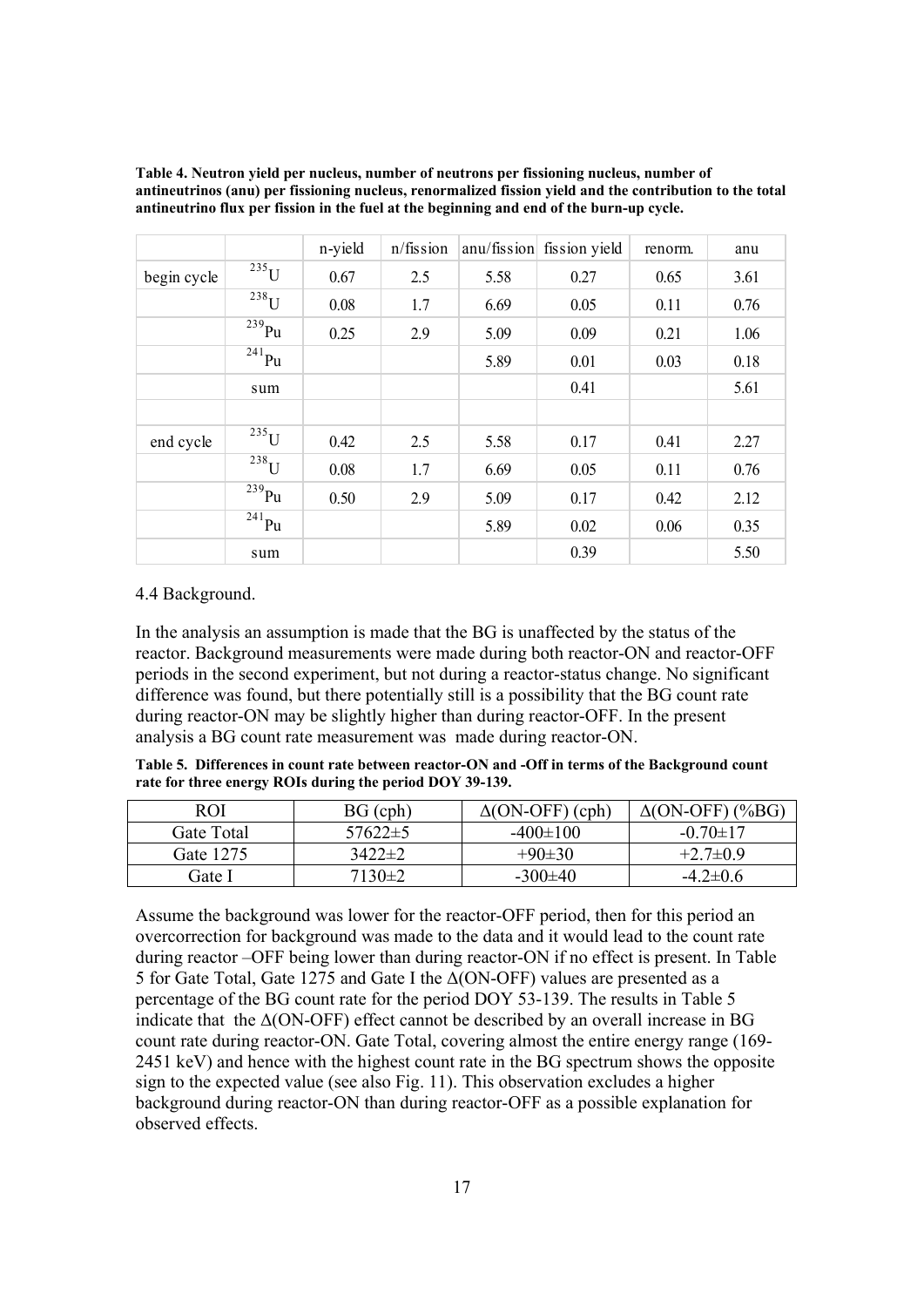**Table 4. Neutron yield per nucleus, number of neutrons per fissioning nucleus, number of antineutrinos (anu) per fissioning nucleus, renormalized fission yield and the contribution to the total antineutrino flux per fission in the fuel at the beginning and end of the burn-up cycle.**

| | | n-yield | n/fission | anu/fission | fission yield | renorm. | anu |
|---|---|---|---|---|---|---|---|
| begin cycle | $^{235}$U | 0.67 | 2.5 | 5.58 | 0.27 | 0.65 | 3.61 |
| | $^{238}$U | 0.08 | 1.7 | 6.69 | 0.05 | 0.11 | 0.76 |
| | $^{239}$Pu | 0.25 | 2.9 | 5.09 | 0.09 | 0.21 | 1.06 |
| | $^{241}$Pu | | | 5.89 | 0.01 | 0.03 | 0.18 |
| | sum | | | | 0.41 | | 5.61 |
| | | | | | | | |
| end cycle | $^{235}$U | 0.42 | 2.5 | 5.58 | 0.17 | 0.41 | 2.27 |
| | $^{238}$U | 0.08 | 1.7 | 6.69 | 0.05 | 0.11 | 0.76 |
| | $^{239}$Pu | 0.50 | 2.9 | 5.09 | 0.17 | 0.42 | 2.12 |
| | $^{241}$Pu | | | 5.89 | 0.02 | 0.06 | 0.35 |
| | sum | | | | 0.39 | | 5.50 |

4.4 Background.

In the analysis an assumption is made that the BG is unaffected by the status of the reactor. Background measurements were made during both reactor-ON and reactor-OFF periods in the second experiment, but not during a reactor-status change. No significant difference was found, but there potentially still is a possibility that the BG count rate during reactor-ON may be slightly higher than during reactor-OFF. In the present analysis a BG count rate measurement was made during reactor-ON.

**Table 5. Differences in count rate between reactor-ON and -Off in terms of the Background count rate for three energy ROIs during the period DOY 39-139.**

| ROI | BG (cph) | Δ(ON-OFF) (cph) | Δ(ON-OFF) (%BG) |
|---|---|---|---|
| Gate Total | 57622±5 | -400±100 | -0.70±17 |
| Gate 1275 | 3422±2 | +90±30 | +2.7±0.9 |
| Gate I | 7130±2 | -300±40 | -4.2±0.6 |

Assume the background was lower for the reactor-OFF period, then for this period an overcorrection for background was made to the data and it would lead to the count rate during reactor –OFF being lower than during reactor-ON if no effect is present. In Table 5 for Gate Total, Gate 1275 and Gate I the Δ(ON-OFF) values are presented as a percentage of the BG count rate for the period DOY 53-139. The results in Table 5 indicate that the Δ(ON-OFF) effect cannot be described by an overall increase in BG count rate during reactor-ON. Gate Total, covering almost the entire energy range (169-2451 keV) and hence with the highest count rate in the BG spectrum shows the opposite sign to the expected value (see also Fig. 11). This observation excludes a higher background during reactor-ON than during reactor-OFF as a possible explanation for observed effects.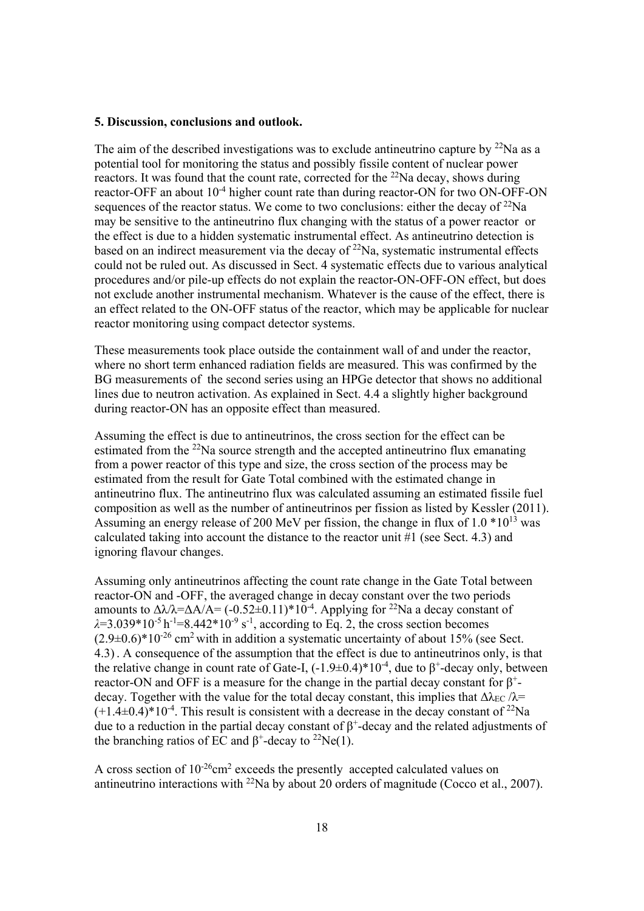**5. Discussion, conclusions and outlook.**

The aim of the described investigations was to exclude antineutrino capture by $^{22}Na$ as a potential tool for monitoring the status and possibly fissile content of nuclear power reactors. It was found that the count rate, corrected for the $^{22}Na$ decay, shows during reactor-OFF an about $10^{-4}$ higher count rate than during reactor-ON for two ON-OFF-ON sequences of the reactor status. We come to two conclusions: either the decay of $^{22}Na$ may be sensitive to the antineutrino flux changing with the status of a power reactor or the effect is due to a hidden systematic instrumental effect. As antineutrino detection is based on an indirect measurement via the decay of $^{22}Na$, systematic instrumental effects could not be ruled out. As discussed in Sect. 4 systematic effects due to various analytical procedures and/or pile-up effects do not explain the reactor-ON-OFF-ON effect, but does not exclude another instrumental mechanism. Whatever is the cause of the effect, there is an effect related to the ON-OFF status of the reactor, which may be applicable for nuclear reactor monitoring using compact detector systems.

These measurements took place outside the containment wall of and under the reactor, where no short term enhanced radiation fields are measured. This was confirmed by the BG measurements of the second series using an HPGe detector that shows no additional lines due to neutron activation. As explained in Sect. 4.4 a slightly higher background during reactor-ON has an opposite effect than measured.

Assuming the effect is due to antineutrinos, the cross section for the effect can be estimated from the $^{22}Na$ source strength and the accepted antineutrino flux emanating from a power reactor of this type and size, the cross section of the process may be estimated from the result for Gate Total combined with the estimated change in antineutrino flux. The antineutrino flux was calculated assuming an estimated fissile fuel composition as well as the number of antineutrinos per fission as listed by Kessler (2011). Assuming an energy release of 200 MeV per fission, the change in flux of $1.0 * 10^{13}$ was calculated taking into account the distance to the reactor unit #1 (see Sect. 4.3) and ignoring flavour changes.

Assuming only antineutrinos affecting the count rate change in the Gate Total between reactor-ON and -OFF, the averaged change in decay constant over the two periods amounts to $\Delta\lambda/\lambda = \Delta A/A = (-0.52 \pm 0.11) * 10^{-4}$. Applying for $^{22}Na$ a decay constant of $\lambda = 3.039 * 10^{-5}\,h^{-1} = 8.442 * 10^{-9}\,s^{-1}$, according to Eq. 2, the cross section becomes $(2.9 \pm 0.6) * 10^{-26}\,cm^2$ with in addition a systematic uncertainty of about 15% (see Sect. 4.3) . A consequence of the assumption that the effect is due to antineutrinos only, is that the relative change in count rate of Gate-I, $(-1.9 \pm 0.4) * 10^{-4}$, due to $\beta^+$-decay only, between reactor-ON and OFF is a measure for the change in the partial decay constant for $\beta^+$-decay. Together with the value for the total decay constant, this implies that $\Delta\lambda_{EC}/\lambda = (+1.4 \pm 0.4) * 10^{-4}$. This result is consistent with a decrease in the decay constant of $^{22}Na$ due to a reduction in the partial decay constant of $\beta^+$-decay and the related adjustments of the branching ratios of EC and $\beta^+$-decay to $^{22}Ne(1)$.

A cross section of $10^{-26}cm^2$ exceeds the presently accepted calculated values on antineutrino interactions with $^{22}Na$ by about 20 orders of magnitude (Cocco et al., 2007).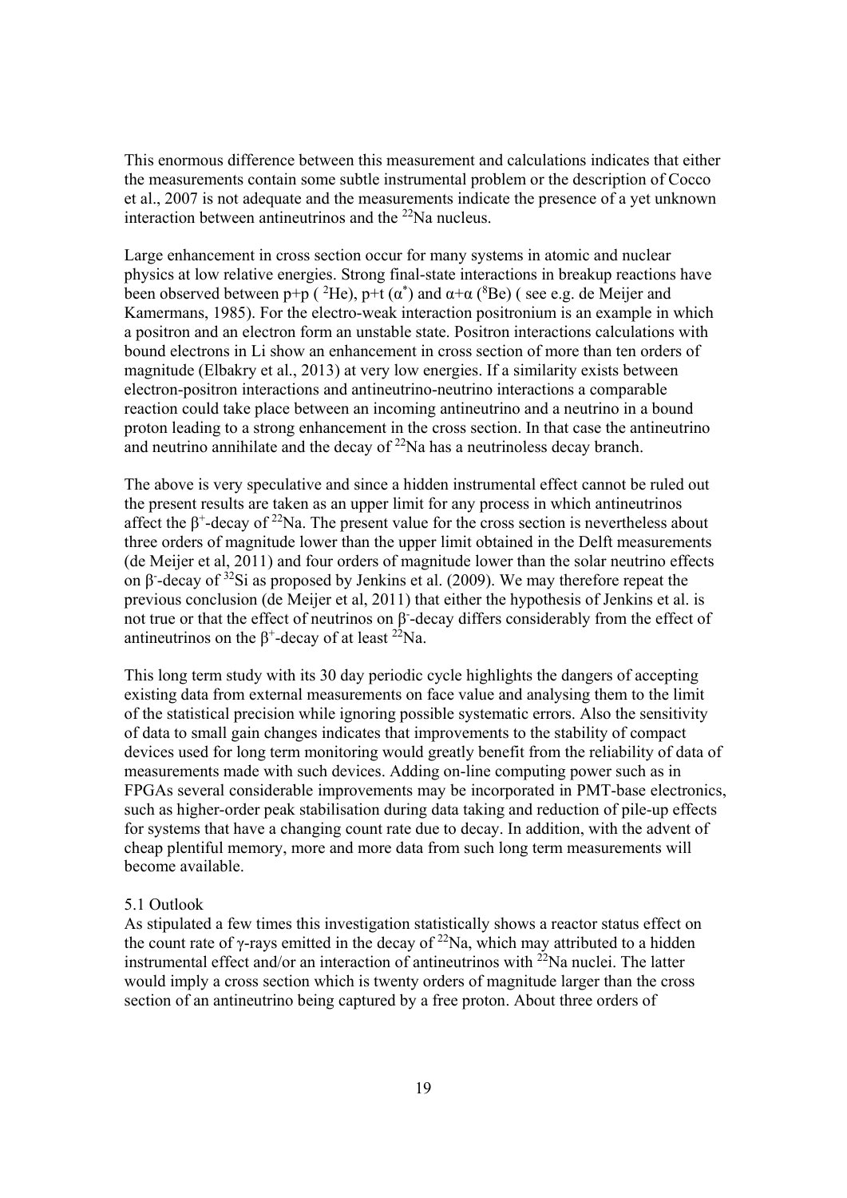This enormous difference between this measurement and calculations indicates that either the measurements contain some subtle instrumental problem or the description of Cocco et al., 2007 is not adequate and the measurements indicate the presence of a yet unknown interaction between antineutrinos and the $^{22}$Na nucleus.

Large enhancement in cross section occur for many systems in atomic and nuclear physics at low relative energies. Strong final-state interactions in breakup reactions have been observed between p+p ( $^{2}$He), p+t ($\alpha^{*}$) and $\alpha$+$\alpha$ ($^{8}$Be) ( see e.g. de Meijer and Kamermans, 1985). For the electro-weak interaction positronium is an example in which a positron and an electron form an unstable state. Positron interactions calculations with bound electrons in Li show an enhancement in cross section of more than ten orders of magnitude (Elbakry et al., 2013) at very low energies. If a similarity exists between electron-positron interactions and antineutrino-neutrino interactions a comparable reaction could take place between an incoming antineutrino and a neutrino in a bound proton leading to a strong enhancement in the cross section. In that case the antineutrino and neutrino annihilate and the decay of $^{22}$Na has a neutrinoless decay branch.

The above is very speculative and since a hidden instrumental effect cannot be ruled out the present results are taken as an upper limit for any process in which antineutrinos affect the $\beta^{+}$-decay of $^{22}$Na. The present value for the cross section is nevertheless about three orders of magnitude lower than the upper limit obtained in the Delft measurements (de Meijer et al, 2011) and four orders of magnitude lower than the solar neutrino effects on $\beta^{-}$-decay of $^{32}$Si as proposed by Jenkins et al. (2009). We may therefore repeat the previous conclusion (de Meijer et al, 2011) that either the hypothesis of Jenkins et al. is not true or that the effect of neutrinos on $\beta^{-}$-decay differs considerably from the effect of antineutrinos on the $\beta^{+}$-decay of at least $^{22}$Na.

This long term study with its 30 day periodic cycle highlights the dangers of accepting existing data from external measurements on face value and analysing them to the limit of the statistical precision while ignoring possible systematic errors. Also the sensitivity of data to small gain changes indicates that improvements to the stability of compact devices used for long term monitoring would greatly benefit from the reliability of data of measurements made with such devices. Adding on-line computing power such as in FPGAs several considerable improvements may be incorporated in PMT-base electronics, such as higher-order peak stabilisation during data taking and reduction of pile-up effects for systems that have a changing count rate due to decay. In addition, with the advent of cheap plentiful memory, more and more data from such long term measurements will become available.

### 5.1 Outlook

As stipulated a few times this investigation statistically shows a reactor status effect on the count rate of $\gamma$-rays emitted in the decay of $^{22}$Na, which may attributed to a hidden instrumental effect and/or an interaction of antineutrinos with $^{22}$Na nuclei. The latter would imply a cross section which is twenty orders of magnitude larger than the cross section of an antineutrino being captured by a free proton. About three orders of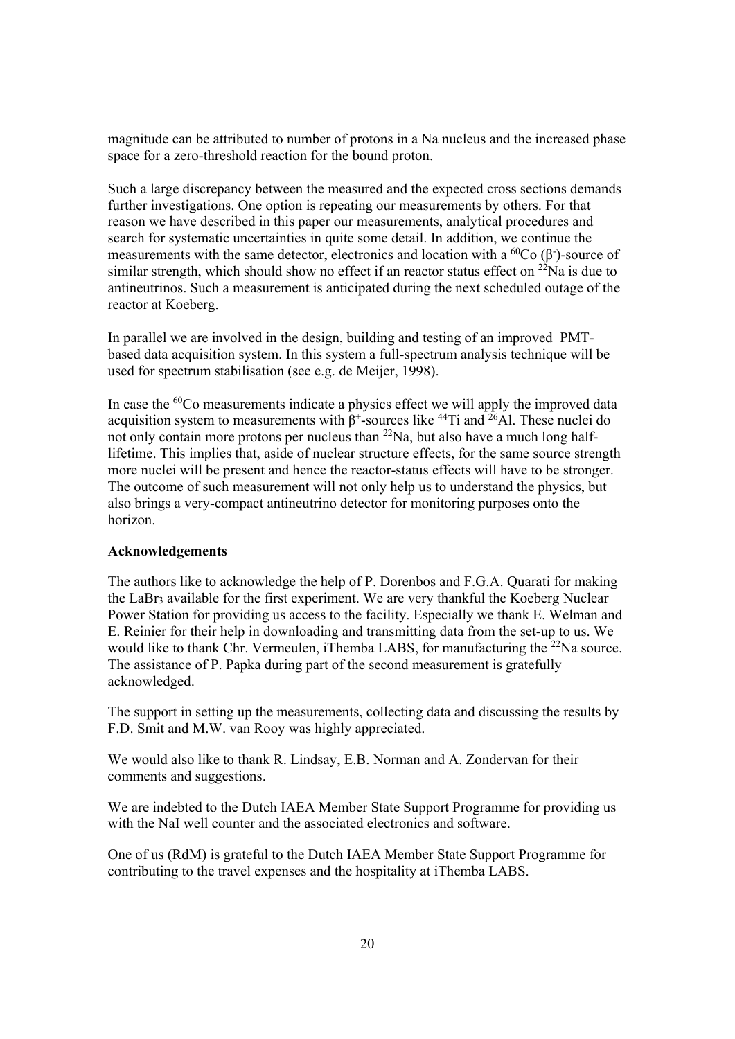magnitude can be attributed to number of protons in a Na nucleus and the increased phase space for a zero-threshold reaction for the bound proton.

Such a large discrepancy between the measured and the expected cross sections demands further investigations. One option is repeating our measurements by others. For that reason we have described in this paper our measurements, analytical procedures and search for systematic uncertainties in quite some detail. In addition, we continue the measurements with the same detector, electronics and location with a $^{60}$Co ($\beta^-$)-source of similar strength, which should show no effect if an reactor status effect on $^{22}$Na is due to antineutrinos. Such a measurement is anticipated during the next scheduled outage of the reactor at Koeberg.

In parallel we are involved in the design, building and testing of an improved PMT-based data acquisition system. In this system a full-spectrum analysis technique will be used for spectrum stabilisation (see e.g. de Meijer, 1998).

In case the $^{60}$Co measurements indicate a physics effect we will apply the improved data acquisition system to measurements with $\beta^+$-sources like $^{44}$Ti and $^{26}$Al. These nuclei do not only contain more protons per nucleus than $^{22}$Na, but also have a much long half-lifetime. This implies that, aside of nuclear structure effects, for the same source strength more nuclei will be present and hence the reactor-status effects will have to be stronger. The outcome of such measurement will not only help us to understand the physics, but also brings a very-compact antineutrino detector for monitoring purposes onto the horizon.

**Acknowledgements**

The authors like to acknowledge the help of P. Dorenbos and F.G.A. Quarati for making the $LaBr_3$ available for the first experiment. We are very thankful the Koeberg Nuclear Power Station for providing us access to the facility. Especially we thank E. Welman and E. Reinier for their help in downloading and transmitting data from the set-up to us. We would like to thank Chr. Vermeulen, iThemba LABS, for manufacturing the $^{22}$Na source. The assistance of P. Papka during part of the second measurement is gratefully acknowledged.

The support in setting up the measurements, collecting data and discussing the results by F.D. Smit and M.W. van Rooy was highly appreciated.

We would also like to thank R. Lindsay, E.B. Norman and A. Zondervan for their comments and suggestions.

We are indebted to the Dutch IAEA Member State Support Programme for providing us with the NaI well counter and the associated electronics and software.

One of us (RdM) is grateful to the Dutch IAEA Member State Support Programme for contributing to the travel expenses and the hospitality at iThemba LABS.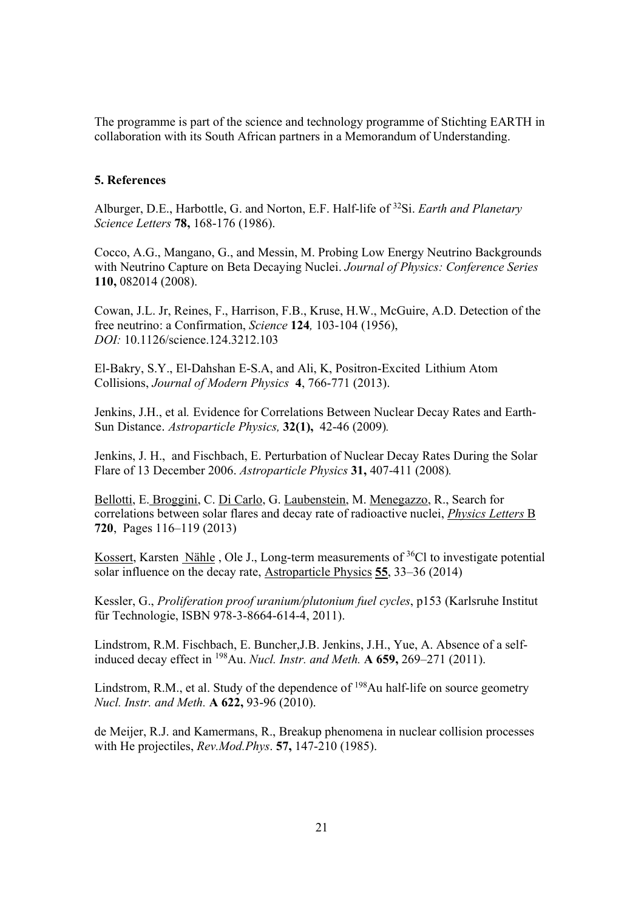The programme is part of the science and technology programme of Stichting EARTH in collaboration with its South African partners in a Memorandum of Understanding.

## 5. References

Alburger, D.E., Harbottle, G. and Norton, E.F. Half-life of $^{32}$Si. *Earth and Planetary Science Letters* **78,** 168-176 (1986).

Cocco, A.G., Mangano, G., and Messin, M. Probing Low Energy Neutrino Backgrounds with Neutrino Capture on Beta Decaying Nuclei. *Journal of Physics: Conference Series* **110,** 082014 (2008).

Cowan, J.L. Jr, Reines, F., Harrison, F.B., Kruse, H.W., McGuire, A.D. Detection of the free neutrino: a Confirmation, *Science* **124***,* 103-104 (1956), *DOI:* 10.1126/science.124.3212.103

El-Bakry, S.Y., El-Dahshan E-S.A, and Ali, K, Positron-Excited Lithium Atom Collisions, *Journal of Modern Physics* **4**, 766-771 (2013).

Jenkins, J.H., et al*.* Evidence for Correlations Between Nuclear Decay Rates and Earth-Sun Distance. *Astroparticle Physics,* **32(1),** 42-46 (2009)*.*

Jenkins, J. H., and Fischbach, E. Perturbation of Nuclear Decay Rates During the Solar Flare of 13 December 2006. *Astroparticle Physics* **31,** 407-411 (2008)*.*

Bellotti, E. Broggini, C. Di Carlo, G. Laubenstein, M. Menegazzo, R., Search for correlations between solar flares and decay rate of radioactive nuclei, *Physics Letters* B **720**, Pages 116–119 (2013)

Kossert, Karsten Nähle , Ole J., Long-term measurements of $^{36}$Cl to investigate potential solar influence on the decay rate, Astroparticle Physics **55**, 33–36 (2014)

Kessler, G., *Proliferation proof uranium/plutonium fuel cycles*, p153 (Karlsruhe Institut für Technologie, ISBN 978-3-8664-614-4, 2011).

Lindstrom, R.M. Fischbach, E. Buncher,J.B. Jenkins, J.H., Yue, A. Absence of a self-induced decay effect in $^{198}$Au. *Nucl. Instr. and Meth.* **A 659,** 269–271 (2011).

Lindstrom, R.M., et al. Study of the dependence of $^{198}$Au half-life on source geometry *Nucl. Instr. and Meth.* **A 622,** 93-96 (2010).

de Meijer, R.J. and Kamermans, R., Breakup phenomena in nuclear collision processes with He projectiles, *Rev.Mod.Phys*. **57,** 147-210 (1985).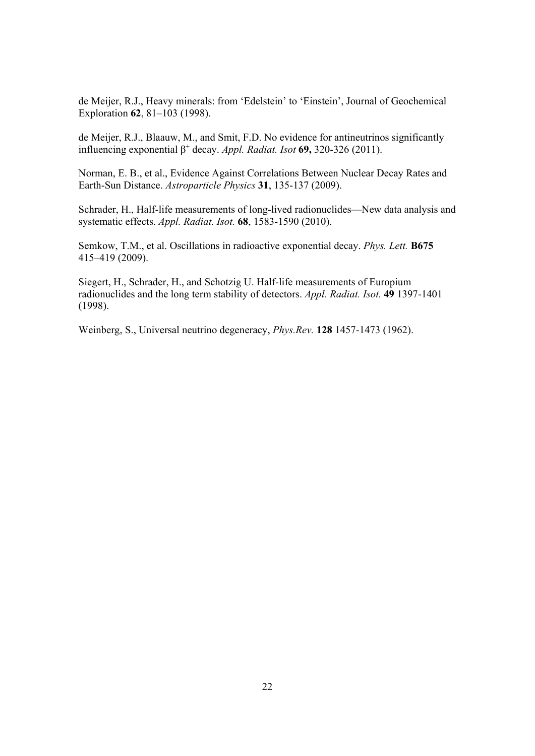de Meijer, R.J., Heavy minerals: from 'Edelstein' to 'Einstein', Journal of Geochemical Exploration **62**, 81–103 (1998).

de Meijer, R.J., Blaauw, M., and Smit, F.D. No evidence for antineutrinos significantly influencing exponential $\beta^+$ decay. *Appl. Radiat. Isot* **69,** 320-326 (2011).

Norman, E. B., et al., Evidence Against Correlations Between Nuclear Decay Rates and Earth-Sun Distance. *Astroparticle Physics* **31**, 135-137 (2009).

Schrader, H., Half-life measurements of long-lived radionuclides—New data analysis and systematic effects. *Appl. Radiat. Isot.* **68**, 1583-1590 (2010).

Semkow, T.M., et al. Oscillations in radioactive exponential decay. *Phys. Lett.* **B675** 415–419 (2009).

Siegert, H., Schrader, H., and Schotzig U. Half-life measurements of Europium radionuclides and the long term stability of detectors. *Appl. Radiat. Isot.* **49** 1397-1401 (1998).

Weinberg, S., Universal neutrino degeneracy, *Phys.Rev.* **128** 1457-1473 (1962).